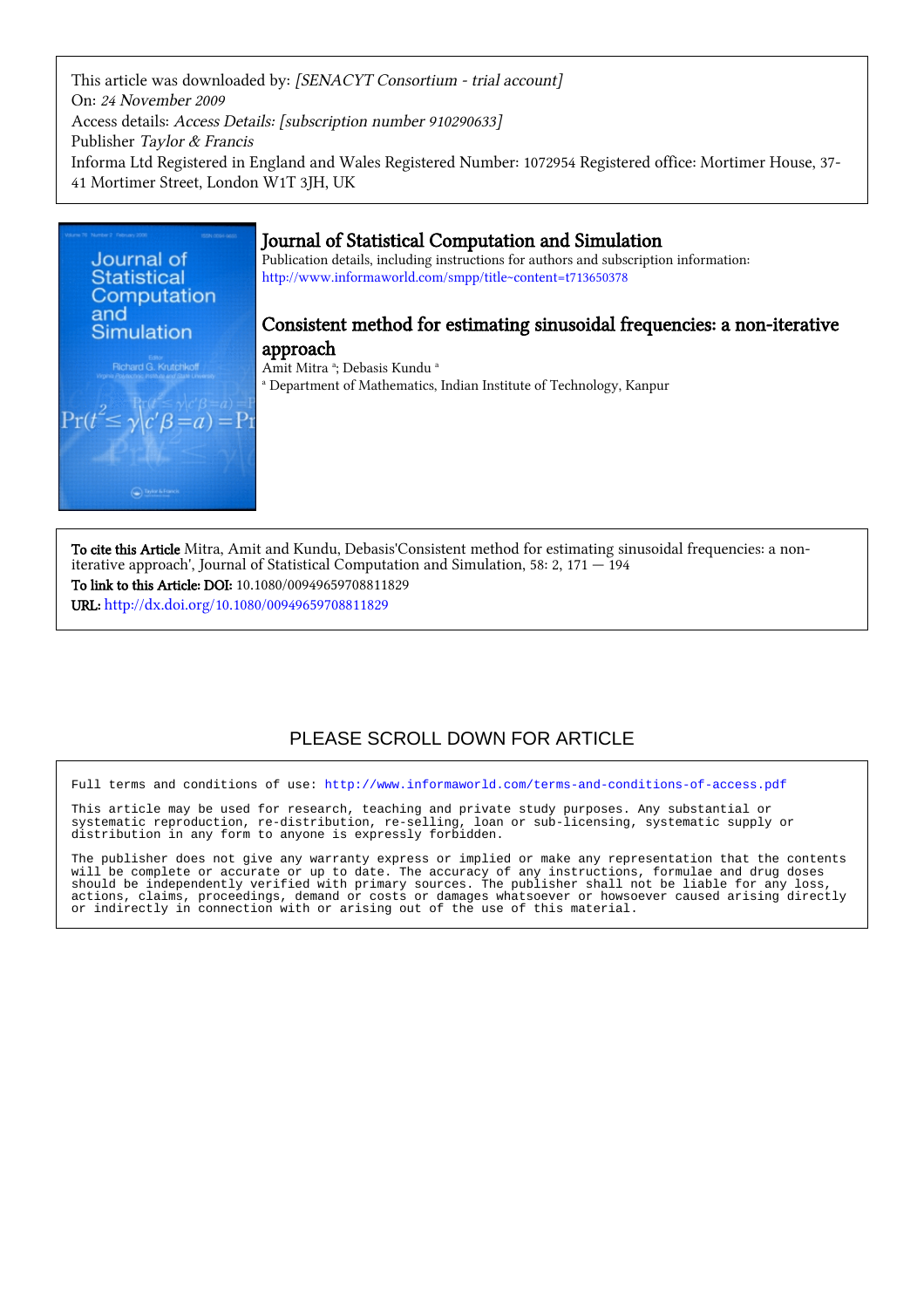This article was downloaded by: *[SENACYT Consortium - trial account]*
On: *24 November 2009*
Access details: *Access Details: [subscription number 910290633]*
Publisher *Taylor & Francis*
Informa Ltd Registered in England and Wales Registered Number: 1072954 Registered office: Mortimer House, 37-41 Mortimer Street, London W1T 3JH, UK

# Journal of Statistical Computation and Simulation

Publication details, including instructions for authors and subscription information:
http://www.informaworld.com/smpp/title~content=t713650378

## Consistent method for estimating sinusoidal frequencies: a non-iterative approach

Amit Mitra [a]; Debasis Kundu [a]

[a] Department of Mathematics, Indian Institute of Technology, Kanpur

**To cite this Article** Mitra, Amit and Kundu, Debasis'Consistent method for estimating sinusoidal frequencies: a non-iterative approach', Journal of Statistical Computation and Simulation, 58: 2, 171 — 194

**To link to this Article: DOI:** 10.1080/00949659708811829

**URL:** http://dx.doi.org/10.1080/00949659708811829

PLEASE SCROLL DOWN FOR ARTICLE

Full terms and conditions of use: http://www.informaworld.com/terms-and-conditions-of-access.pdf

This article may be used for research, teaching and private study purposes. Any substantial or systematic reproduction, re-distribution, re-selling, loan or sub-licensing, systematic supply or distribution in any form to anyone is expressly forbidden.

The publisher does not give any warranty express or implied or make any representation that the contents will be complete or accurate or up to date. The accuracy of any instructions, formulae and drug doses should be independently verified with primary sources. The publisher shall not be liable for any loss, actions, claims, proceedings, demand or costs or damages whatsoever or howsoever caused arising directly or indirectly in connection with or arising out of the use of this material.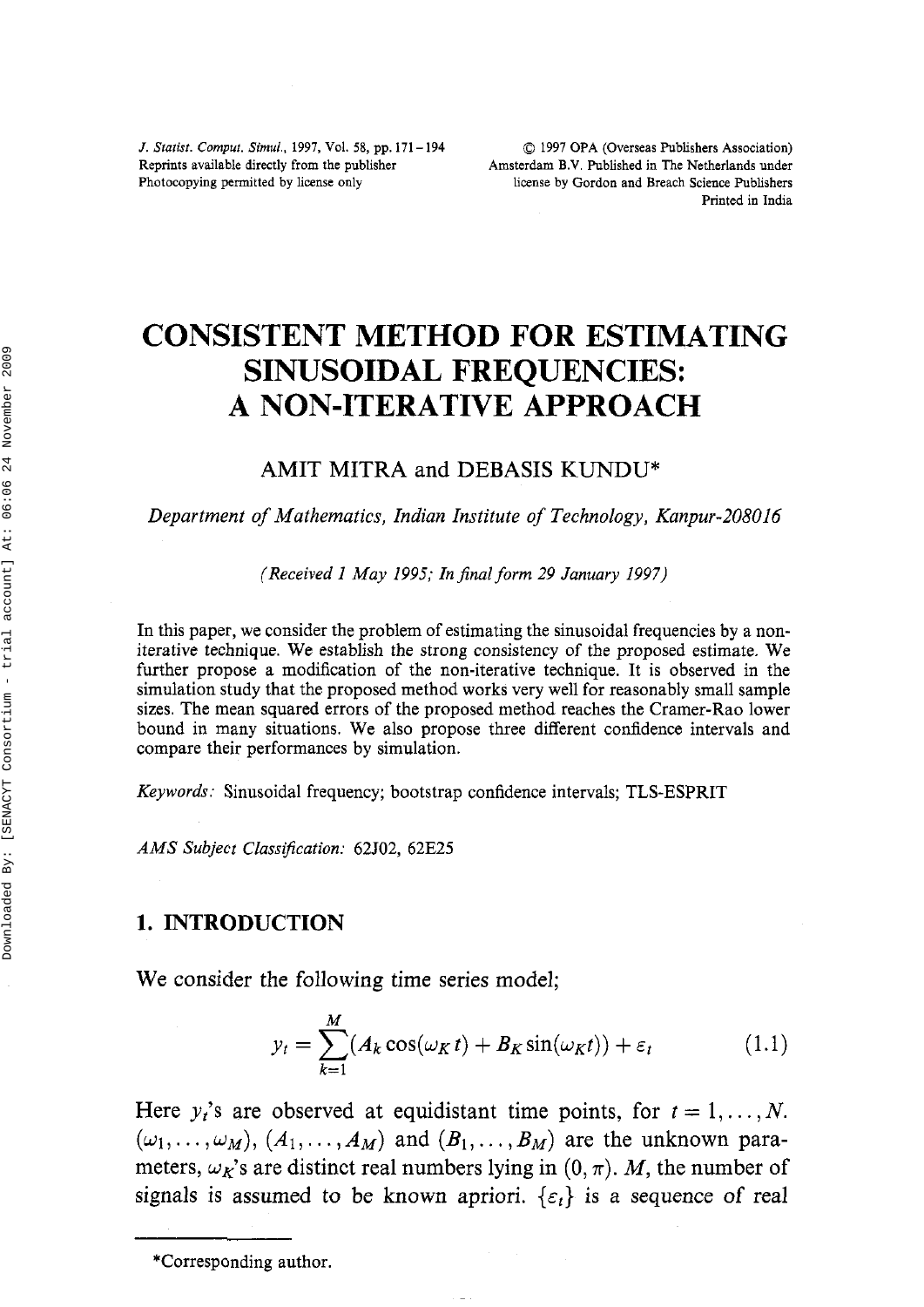# CONSISTENT METHOD FOR ESTIMATING SINUSOIDAL FREQUENCIES: A NON-ITERATIVE APPROACH

AMIT MITRA and DEBASIS KUNDU*

*Department of Mathematics, Indian Institute of Technology, Kanpur-208016*

*(Received 1 May 1995; In final form 29 January 1997)*

In this paper, we consider the problem of estimating the sinusoidal frequencies by a non-iterative technique. We establish the strong consistency of the proposed estimate. We further propose a modification of the non-iterative technique. It is observed in the simulation study that the proposed method works very well for reasonably small sample sizes. The mean squared errors of the proposed method reaches the Cramer-Rao lower bound in many situations. We also propose three different confidence intervals and compare their performances by simulation.

*Keywords:* Sinusoidal frequency; bootstrap confidence intervals; TLS-ESPRIT

*AMS Subject Classification:* 62J02, 62E25

## 1. INTRODUCTION

We consider the following time series model;

$$y_t = \sum_{k=1}^{M}(A_k \cos(\omega_K t) + B_K \sin(\omega_K t)) + \varepsilon_t \qquad (1.1)$$

Here $y_t$'s are observed at equidistant time points, for $t = 1, \ldots, N$. $(\omega_1, \ldots, \omega_M)$, $(A_1, \ldots, A_M)$ and $(B_1, \ldots, B_M)$ are the unknown parameters, $\omega_K$'s are distinct real numbers lying in $(0, \pi)$. $M$, the number of signals is assumed to be known apriori. $\{\varepsilon_t\}$ is a sequence of real

*Corresponding author.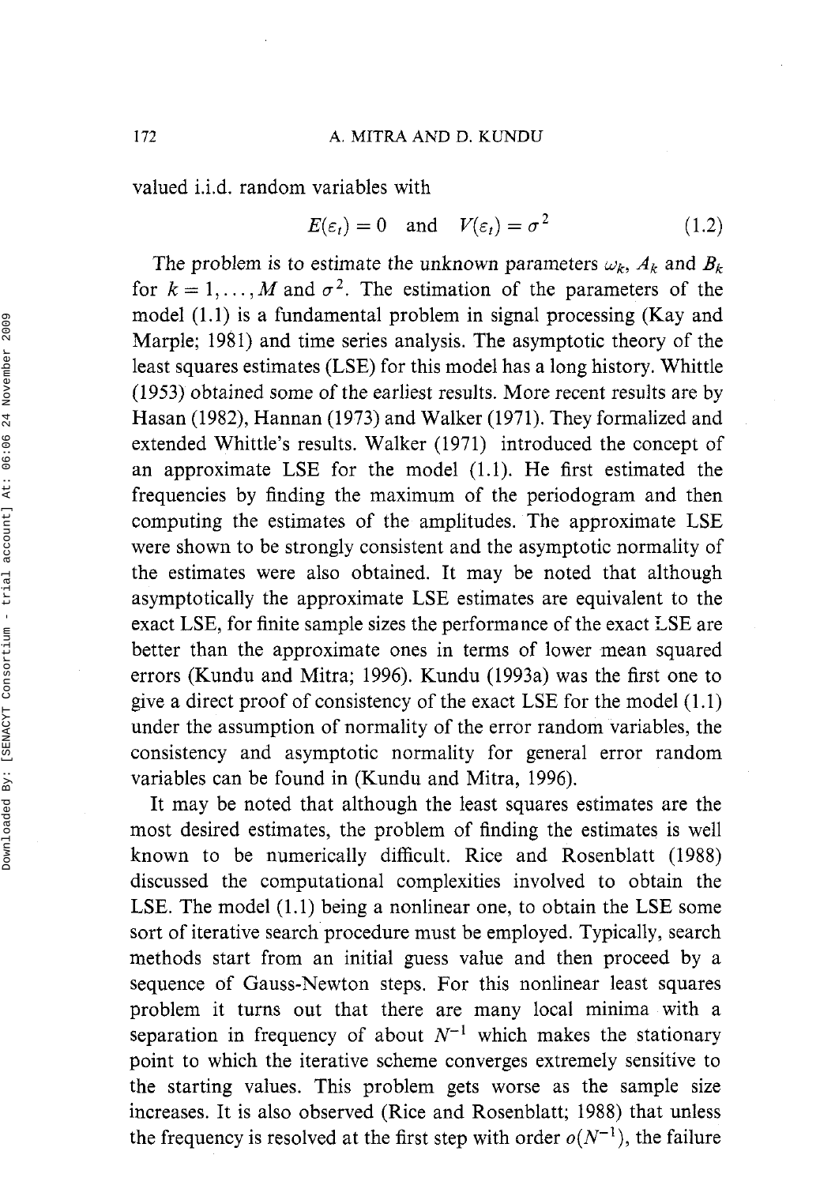valued i.i.d. random variables with

$$E(\varepsilon_t) = 0 \quad \text{and} \quad V(\varepsilon_t) = \sigma^2 \tag{1.2}$$

The problem is to estimate the unknown parameters $\omega_k$, $A_k$ and $B_k$ for $k = 1, \ldots, M$ and $\sigma^2$. The estimation of the parameters of the model (1.1) is a fundamental problem in signal processing (Kay and Marple; 1981) and time series analysis. The asymptotic theory of the least squares estimates (LSE) for this model has a long history. Whittle (1953) obtained some of the earliest results. More recent results are by Hasan (1982), Hannan (1973) and Walker (1971). They formalized and extended Whittle's results. Walker (1971) introduced the concept of an approximate LSE for the model (1.1). He first estimated the frequencies by finding the maximum of the periodogram and then computing the estimates of the amplitudes. The approximate LSE were shown to be strongly consistent and the asymptotic normality of the estimates were also obtained. It may be noted that although asymptotically the approximate LSE estimates are equivalent to the exact LSE, for finite sample sizes the performance of the exact LSE are better than the approximate ones in terms of lower mean squared errors (Kundu and Mitra; 1996). Kundu (1993a) was the first one to give a direct proof of consistency of the exact LSE for the model (1.1) under the assumption of normality of the error random variables, the consistency and asymptotic normality for general error random variables can be found in (Kundu and Mitra, 1996).

It may be noted that although the least squares estimates are the most desired estimates, the problem of finding the estimates is well known to be numerically difficult. Rice and Rosenblatt (1988) discussed the computational complexities involved to obtain the LSE. The model (1.1) being a nonlinear one, to obtain the LSE some sort of iterative search procedure must be employed. Typically, search methods start from an initial guess value and then proceed by a sequence of Gauss-Newton steps. For this nonlinear least squares problem it turns out that there are many local minima with a separation in frequency of about $N^{-1}$ which makes the stationary point to which the iterative scheme converges extremely sensitive to the starting values. This problem gets worse as the sample size increases. It is also observed (Rice and Rosenblatt; 1988) that unless the frequency is resolved at the first step with order $o(N^{-1})$, the failure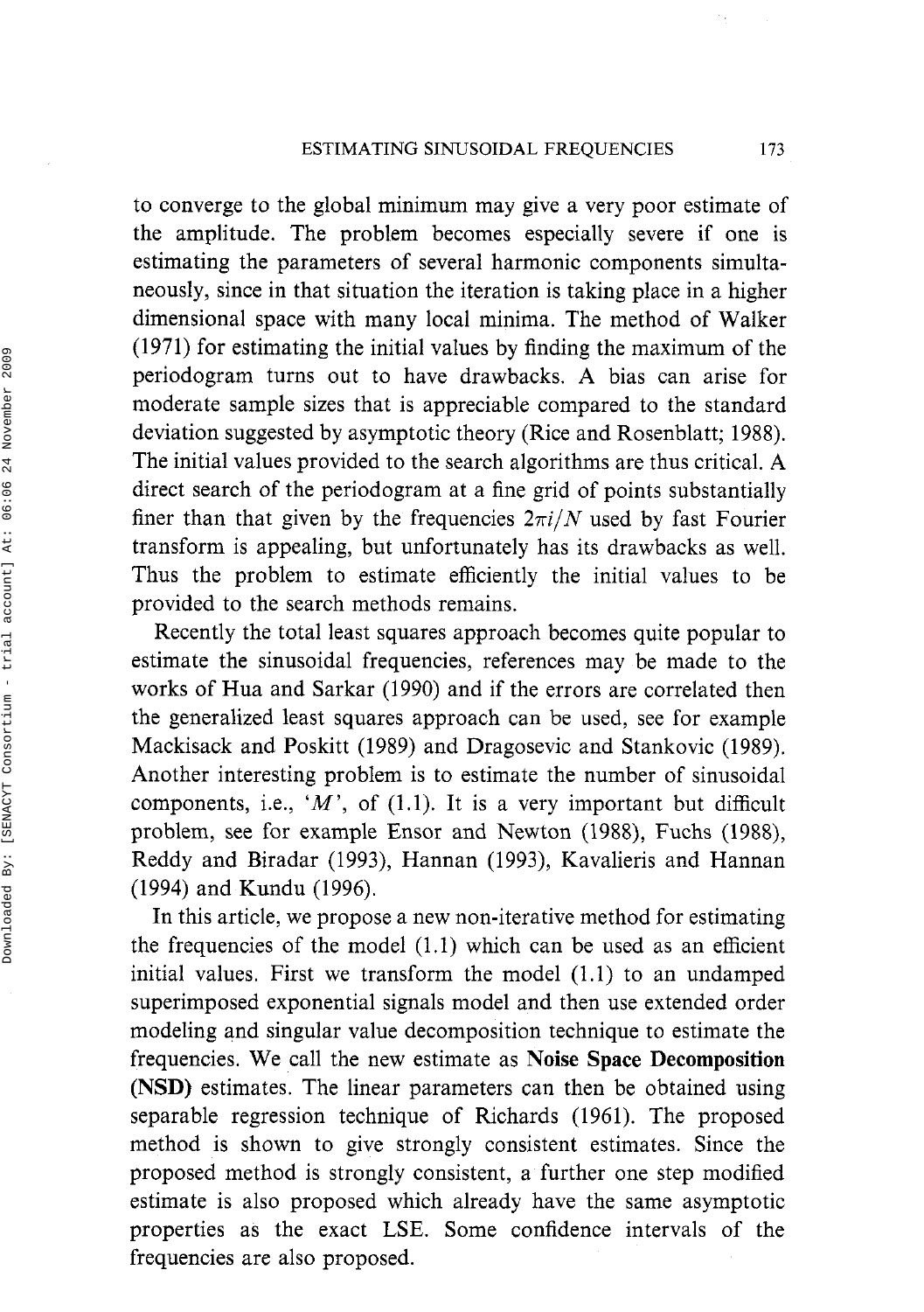to converge to the global minimum may give a very poor estimate of the amplitude. The problem becomes especially severe if one is estimating the parameters of several harmonic components simultaneously, since in that situation the iteration is taking place in a higher dimensional space with many local minima. The method of Walker (1971) for estimating the initial values by finding the maximum of the periodogram turns out to have drawbacks. A bias can arise for moderate sample sizes that is appreciable compared to the standard deviation suggested by asymptotic theory (Rice and Rosenblatt; 1988). The initial values provided to the search algorithms are thus critical. A direct search of the periodogram at a fine grid of points substantially finer than that given by the frequencies $2\pi i/N$ used by fast Fourier transform is appealing, but unfortunately has its drawbacks as well. Thus the problem to estimate efficiently the initial values to be provided to the search methods remains.

Recently the total least squares approach becomes quite popular to estimate the sinusoidal frequencies, references may be made to the works of Hua and Sarkar (1990) and if the errors are correlated then the generalized least squares approach can be used, see for example Mackisack and Poskitt (1989) and Dragosevic and Stankovic (1989). Another interesting problem is to estimate the number of sinusoidal components, i.e., '$M$', of (1.1). It is a very important but difficult problem, see for example Ensor and Newton (1988), Fuchs (1988), Reddy and Biradar (1993), Hannan (1993), Kavalieris and Hannan (1994) and Kundu (1996).

In this article, we propose a new non-iterative method for estimating the frequencies of the model (1.1) which can be used as an efficient initial values. First we transform the model (1.1) to an undamped superimposed exponential signals model and then use extended order modeling and singular value decomposition technique to estimate the frequencies. We call the new estimate as **Noise Space Decomposition (NSD)** estimates. The linear parameters can then be obtained using separable regression technique of Richards (1961). The proposed method is shown to give strongly consistent estimates. Since the proposed method is strongly consistent, a further one step modified estimate is also proposed which already have the same asymptotic properties as the exact LSE. Some confidence intervals of the frequencies are also proposed.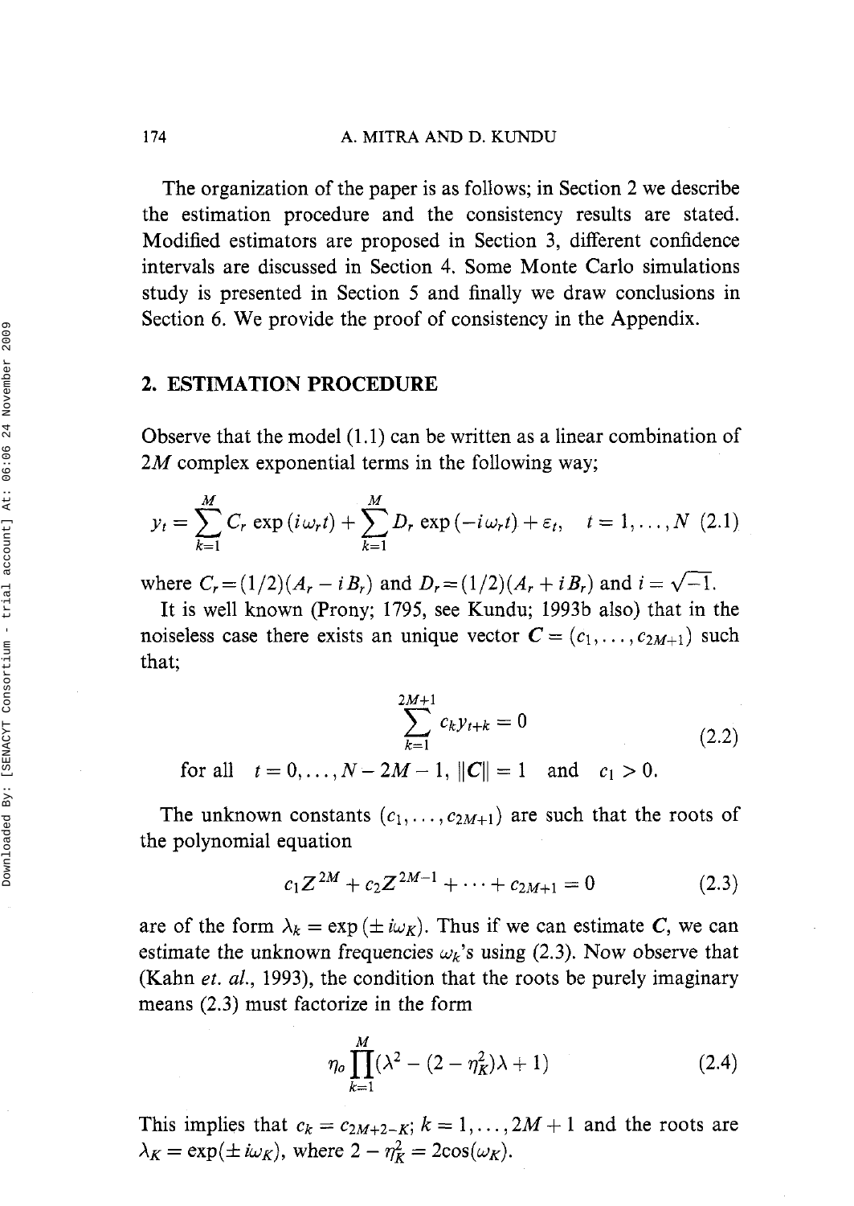The organization of the paper is as follows; in Section 2 we describe the estimation procedure and the consistency results are stated. Modified estimators are proposed in Section 3, different confidence intervals are discussed in Section 4. Some Monte Carlo simulations study is presented in Section 5 and finally we draw conclusions in Section 6. We provide the proof of consistency in the Appendix.

## 2. ESTIMATION PROCEDURE

Observe that the model (1.1) can be written as a linear combination of $2M$ complex exponential terms in the following way;

$$y_t = \sum_{k=1}^{M} C_r \exp(i\omega_r t) + \sum_{k=1}^{M} D_r \exp(-i\omega_r t) + \varepsilon_t, \quad t = 1, \ldots, N \quad (2.1)$$

where $C_r = (1/2)(A_r - iB_r)$ and $D_r = (1/2)(A_r + iB_r)$ and $i = \sqrt{-1}$.

It is well known (Prony; 1795, see Kundu; 1993b also) that in the noiseless case there exists an unique vector $\boldsymbol{C} = (c_1, \ldots, c_{2M+1})$ such that;

$$\sum_{k=1}^{2M+1} c_k y_{t+k} = 0 \quad (2.2)$$

$$\text{for all} \quad t = 0, \ldots, N - 2M - 1, \ \|\boldsymbol{C}\| = 1 \quad \text{and} \quad c_1 > 0.$$

The unknown constants $(c_1, \ldots, c_{2M+1})$ are such that the roots of the polynomial equation

$$c_1 Z^{2M} + c_2 Z^{2M-1} + \cdots + c_{2M+1} = 0 \quad (2.3)$$

are of the form $\lambda_k = \exp(\pm i\omega_K)$. Thus if we can estimate $\boldsymbol{C}$, we can estimate the unknown frequencies $\omega_k$'s using (2.3). Now observe that (Kahn *et. al.*, 1993), the condition that the roots be purely imaginary means (2.3) must factorize in the form

$$\eta_o \prod_{k=1}^{M} (\lambda^2 - (2 - \eta_K^2)\lambda + 1) \quad (2.4)$$

This implies that $c_k = c_{2M+2-K}$; $k = 1, \ldots, 2M + 1$ and the roots are $\lambda_K = \exp(\pm i\omega_K)$, where $2 - \eta_K^2 = 2\cos(\omega_K)$.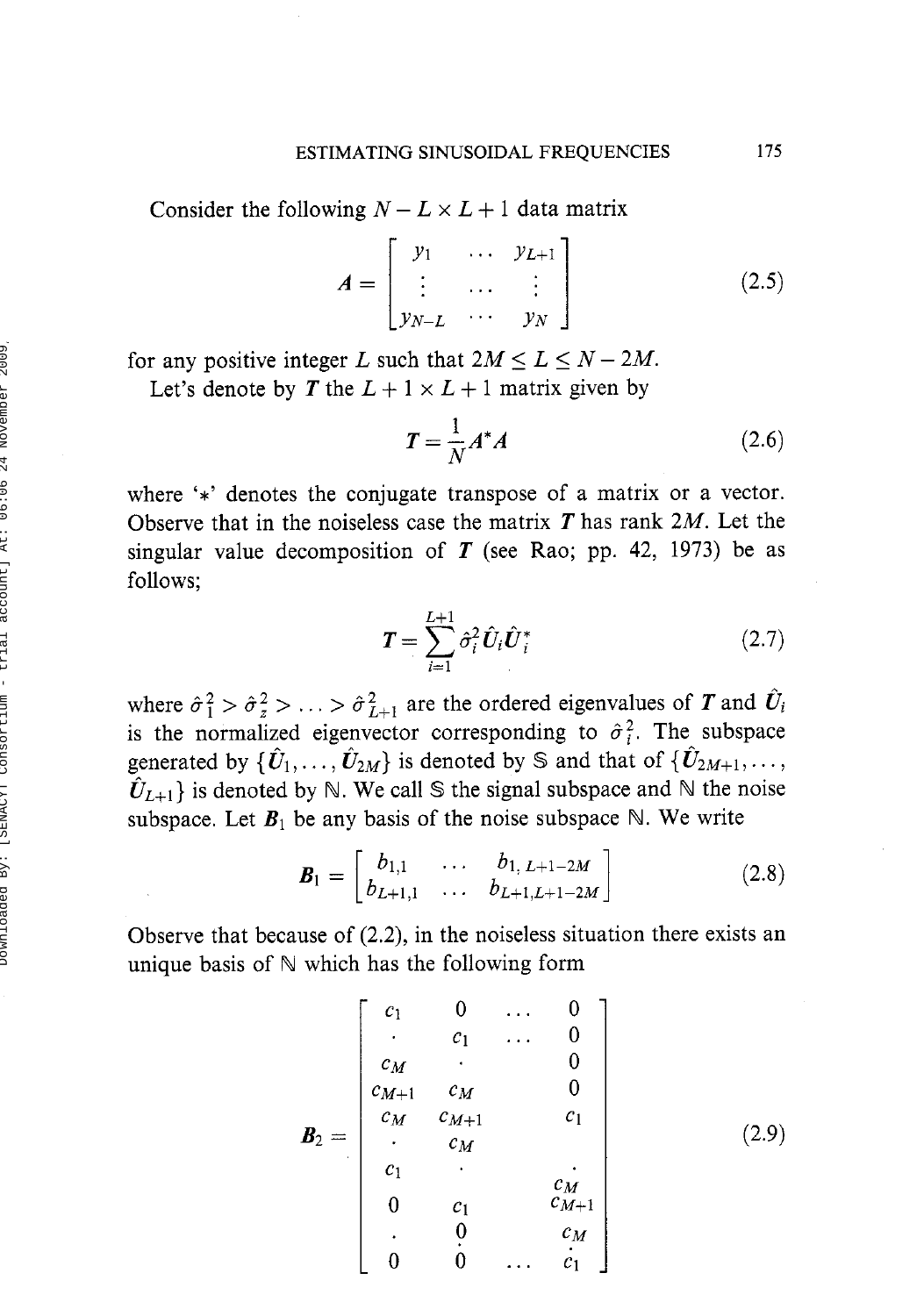Consider the following $N - L \times L + 1$ data matrix

$$A = \begin{bmatrix} y_1 & \dots & y_{L+1} \\ \vdots & \dots & \vdots \\ y_{N-L} & \cdots & y_N \end{bmatrix} \tag{2.5}$$

for any positive integer $L$ such that $2M \leq L \leq N - 2M$.

Let's denote by $\boldsymbol{T}$ the $L + 1 \times L + 1$ matrix given by

$$\boldsymbol{T} = \frac{1}{N} A^* A \tag{2.6}$$

where '$*$' denotes the conjugate transpose of a matrix or a vector. Observe that in the noiseless case the matrix $\boldsymbol{T}$ has rank $2M$. Let the singular value decomposition of $\boldsymbol{T}$ (see Rao; pp. 42, 1973) be as follows;

$$\boldsymbol{T} = \sum_{i=1}^{L+1} \hat{\sigma}_i^2 \hat{\boldsymbol{U}}_i \hat{\boldsymbol{U}}_i^* \tag{2.7}$$

where $\hat{\sigma}_1^2 > \hat{\sigma}_z^2 > \ldots > \hat{\sigma}_{L+1}^2$ are the ordered eigenvalues of $\boldsymbol{T}$ and $\hat{\boldsymbol{U}}_i$ is the normalized eigenvector corresponding to $\hat{\sigma}_i^2$. The subspace generated by $\{\hat{\boldsymbol{U}}_1, \ldots, \hat{\boldsymbol{U}}_{2M}\}$ is denoted by $\mathbb{S}$ and that of $\{\hat{\boldsymbol{U}}_{2M+1}, \ldots, \hat{\boldsymbol{U}}_{L+1}\}$ is denoted by $\mathbb{N}$. We call $\mathbb{S}$ the signal subspace and $\mathbb{N}$ the noise subspace. Let $\boldsymbol{B}_1$ be any basis of the noise subspace $\mathbb{N}$. We write

$$\boldsymbol{B}_1 = \begin{bmatrix} b_{1,1} & \ldots & b_{1,\, L+1-2M} \\ b_{L+1,1} & \ldots & b_{L+1,L+1-2M} \end{bmatrix} \tag{2.8}$$

Observe that because of (2.2), in the noiseless situation there exists an unique basis of $\mathbb{N}$ which has the following form

$$\boldsymbol{B}_2 = \begin{bmatrix} c_1 & 0 & \ldots & 0 \\ \cdot & c_1 & \ldots & 0 \\ c_M & \cdot & & 0 \\ c_{M+1} & c_M & & 0 \\ c_M & c_{M+1} & & c_1 \\ \cdot & c_M & & \\ c_1 & \cdot & & \cdot \\ & & & c_M \\ 0 & c_1 & & c_{M+1} \\ \cdot & 0 & & c_M \\ & \cdot & & \cdot \\ 0 & 0 & \ldots & c_1 \end{bmatrix} \tag{2.9}$$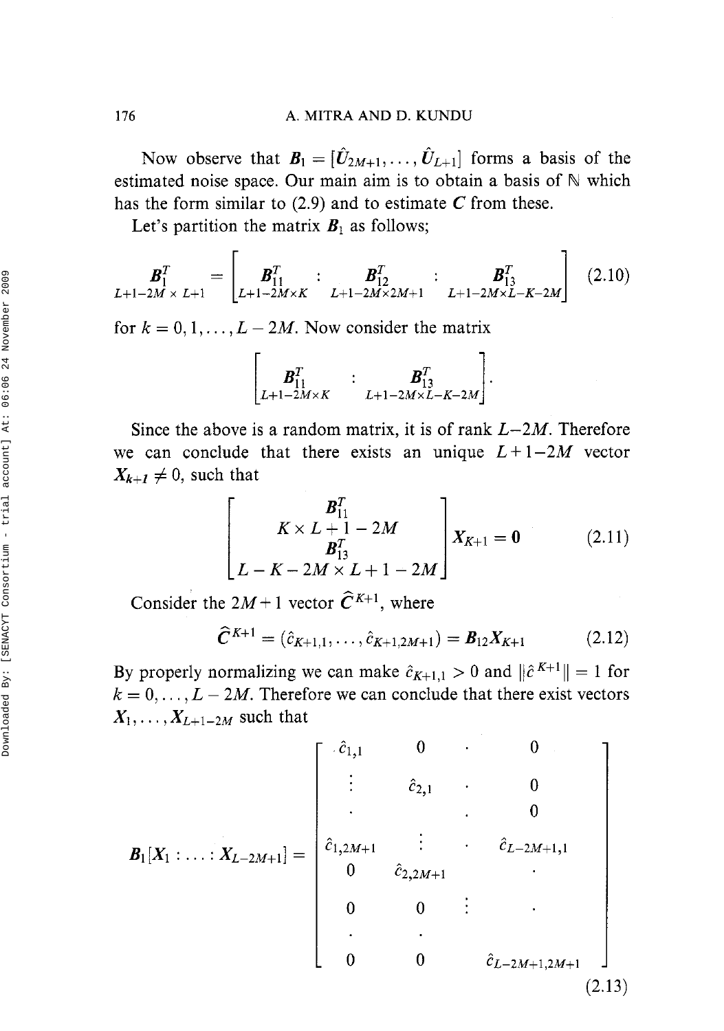Now observe that $\boldsymbol{B}_1 = [\hat{\boldsymbol{U}}_{2M+1}, \ldots, \hat{\boldsymbol{U}}_{L+1}]$ forms a basis of the estimated noise space. Our main aim is to obtain a basis of $\mathbb{N}$ which has the form similar to (2.9) and to estimate $\boldsymbol{C}$ from these.

Let's partition the matrix $\boldsymbol{B}_1$ as follows;

$$\underset{L+1-2M \times L+1}{\boldsymbol{B}_1^T} = \left[ \underset{L+1-2M \times K}{\boldsymbol{B}_{11}^T} \; : \; \underset{L+1-2M \times 2M+1}{\boldsymbol{B}_{12}^T} \; : \; \underset{L+1-2M \times L-K-2M}{\boldsymbol{B}_{13}^T} \right] \tag{2.10}$$

for $k = 0, 1, \ldots, L-2M$. Now consider the matrix

$$\left[ \underset{L+1-2M \times K}{\boldsymbol{B}_{11}^T} \; : \; \underset{L+1-2M \times L-K-2M}{\boldsymbol{B}_{13}^T} \right].$$

Since the above is a random matrix, it is of rank $L-2M$. Therefore we can conclude that there exists an unique $L+1-2M$ vector $\boldsymbol{X}_{k+1} \neq 0$, such that

$$\begin{bmatrix} \boldsymbol{B}_{11}^T \\ K \times L+1-2M \\ \boldsymbol{B}_{13}^T \\ L-K-2M \times L+1-2M \end{bmatrix} \boldsymbol{X}_{K+1} = \boldsymbol{0} \tag{2.11}$$

Consider the $2M+1$ vector $\widehat{\boldsymbol{C}}^{K+1}$, where

$$\widehat{\boldsymbol{C}}^{K+1} = (\hat{c}_{K+1,1}, \ldots, \hat{c}_{K+1,2M+1}) = \boldsymbol{B}_{12}\boldsymbol{X}_{K+1} \tag{2.12}$$

By properly normalizing we can make $\hat{c}_{K+1,1} > 0$ and $\|\hat{c}^{K+1}\| = 1$ for $k = 0, \ldots, L-2M$. Therefore we can conclude that there exist vectors $\boldsymbol{X}_1, \ldots, \boldsymbol{X}_{L+1-2M}$ such that

$$\boldsymbol{B}_1[\boldsymbol{X}_1 : \ldots : \boldsymbol{X}_{L-2M+1}] = \begin{bmatrix} \hat{c}_{1,1} & 0 & \cdot & 0 \\ \vdots & \hat{c}_{2,1} & \cdot & 0 \\ \cdot & & \cdot & 0 \\ \hat{c}_{1,2M+1} & \vdots & \cdot & \hat{c}_{L-2M+1,1} \\ 0 & \hat{c}_{2,2M+1} & & \cdot \\ 0 & 0 & \vdots & \cdot \\ \cdot & \cdot & & \\ 0 & 0 & & \hat{c}_{L-2M+1,2M+1} \end{bmatrix} \tag{2.13}$$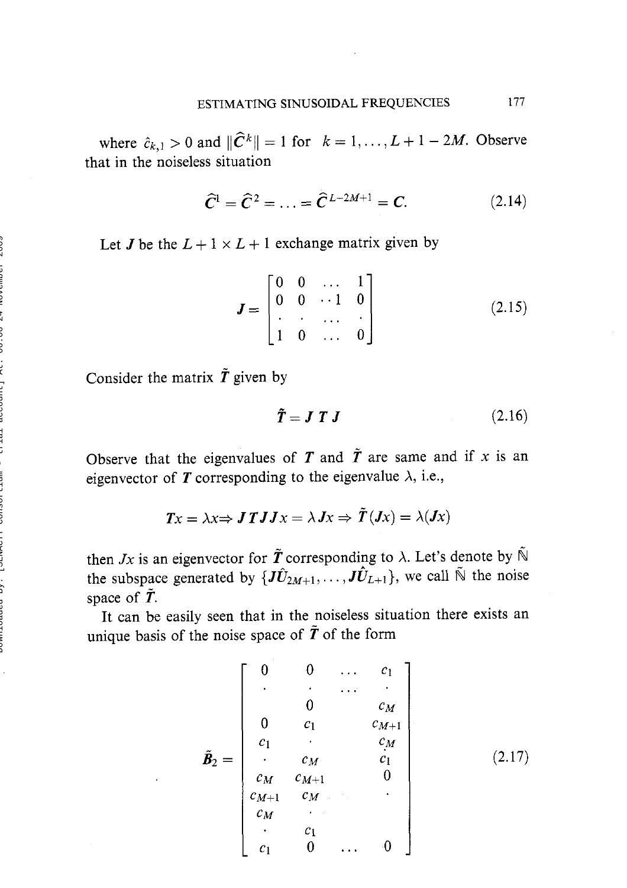where $\hat{c}_{k,1} > 0$ and $\|\widehat{C}^k\| = 1$ for $k = 1, \ldots, L + 1 - 2M$. Observe that in the noiseless situation

$$\widehat{C}^1 = \widehat{C}^2 = \ldots = \widehat{C}^{L-2M+1} = C. \tag{2.14}$$

Let $J$ be the $L + 1 \times L + 1$ exchange matrix given by

$$J = \begin{bmatrix} 0 & 0 & \ldots & 1 \\ 0 & 0 & \cdot\cdot 1 & 0 \\ \cdot & \cdot & \ldots & \cdot \\ 1 & 0 & \ldots & 0 \end{bmatrix} \tag{2.15}$$

Consider the matrix $\tilde{T}$ given by

$$\tilde{T} = J\,T\,J \tag{2.16}$$

Observe that the eigenvalues of $T$ and $\tilde{T}$ are same and if $x$ is an eigenvector of $T$ corresponding to the eigenvalue $\lambda$, i.e.,

$$Tx = \lambda x \Rightarrow J\,T\,J\,Jx = \lambda\,Jx \Rightarrow \tilde{T}(Jx) = \lambda(Jx)$$

then $Jx$ is an eigenvector for $\tilde{T}$ corresponding to $\lambda$. Let's denote by $\tilde{\mathbb{N}}$ the subspace generated by $\{J\hat{U}_{2M+1}, \ldots, J\hat{U}_{L+1}\}$, we call $\tilde{\mathbb{N}}$ the noise space of $\tilde{T}$.

It can be easily seen that in the noiseless situation there exists an unique basis of the noise space of $\tilde{T}$ of the form

$$\tilde{B}_2 = \begin{bmatrix} 0 & 0 & \ldots & c_1 \\ \cdot & \cdot & \ldots & \cdot \\ & 0 & & c_M \\ 0 & c_1 & & c_{M+1} \\ c_1 & \cdot & & c_M \\ \cdot & c_M & & c_1 \\ c_M & c_{M+1} & & 0 \\ c_{M+1} & c_M & & \cdot \\ c_M & \cdot & & \\ \cdot & c_1 & & \\ c_1 & 0 & \ldots & 0 \end{bmatrix} \tag{2.17}$$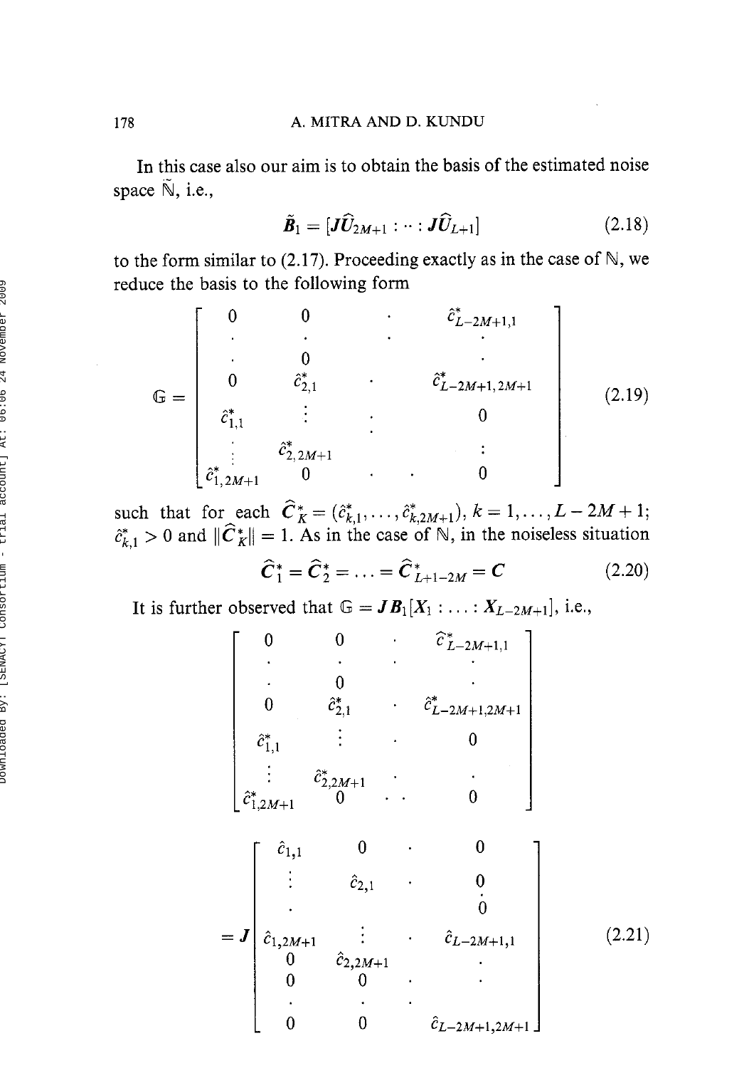In this case also our aim is to obtain the basis of the estimated noise space $\tilde{\mathbb{N}}$, i.e.,

$$\tilde{\boldsymbol{B}}_1 = [\boldsymbol{J}\widehat{\boldsymbol{U}}_{2M+1} : \cdots : \boldsymbol{J}\widehat{\boldsymbol{U}}_{L+1}] \tag{2.18}$$

to the form similar to (2.17). Proceeding exactly as in the case of $\mathbb{N}$, we reduce the basis to the following form

$$\mathbb{G} = \begin{bmatrix} 0 & 0 & \cdot & \hat{c}^*_{L-2M+1,1} \\ \cdot & \cdot & \cdot & \cdot \\ \cdot & 0 & & \cdot \\ 0 & \hat{c}^*_{2,1} & \cdot & \hat{c}^*_{L-2M+1,2M+1} \\ \hat{c}^*_{1,1} & \vdots & \cdot & 0 \\ \vdots & \hat{c}^*_{2,2M+1} & & \vdots \\ \hat{c}^*_{1,2M+1} & 0 & \cdot \quad \cdot & 0 \end{bmatrix} \tag{2.19}$$

such that for each $\widehat{\boldsymbol{C}}^*_K = (\hat{c}^*_{k,1}, \ldots, \hat{c}^*_{k,2M+1})$, $k = 1, \ldots, L-2M+1$; $\hat{c}^*_{k,1} > 0$ and $\|\widehat{\boldsymbol{C}}^*_K\| = 1$. As in the case of $\mathbb{N}$, in the noiseless situation

$$\widehat{\boldsymbol{C}}^*_1 = \widehat{\boldsymbol{C}}^*_2 = \ldots = \widehat{\boldsymbol{C}}^*_{L+1-2M} = \boldsymbol{C} \tag{2.20}$$

It is further observed that $\mathbb{G} = \boldsymbol{J}\boldsymbol{B}_1[\boldsymbol{X}_1 : \ldots : \boldsymbol{X}_{L-2M+1}]$, i.e.,

$$\begin{bmatrix} 0 & 0 & \cdot & \hat{c}^*_{L-2M+1,1} \\ \cdot & \cdot & \cdot & \cdot \\ \cdot & 0 & & \cdot \\ 0 & \hat{c}^*_{2,1} & \cdot & \hat{c}^*_{L-2M+1,2M+1} \\ \hat{c}^*_{1,1} & \vdots & \cdot & 0 \\ \vdots & \hat{c}^*_{2,2M+1} & \cdot & \cdot \\ \hat{c}^*_{1,2M+1} & 0 & \cdot \quad \cdot & 0 \end{bmatrix}$$

$$= \boldsymbol{J} \begin{bmatrix} \hat{c}_{1,1} & 0 & \cdot & 0 \\ \vdots & \hat{c}_{2,1} & \cdot & 0 \\ \cdot & & & 0 \\ \hat{c}_{1,2M+1} & \vdots & \cdot & \hat{c}_{L-2M+1,1} \\ 0 & \hat{c}_{2,2M+1} & & \cdot \\ 0 & 0 & \cdot & \cdot \\ \cdot & \cdot & \cdot & \\ 0 & 0 & & \hat{c}_{L-2M+1,2M+1} \end{bmatrix} \tag{2.21}$$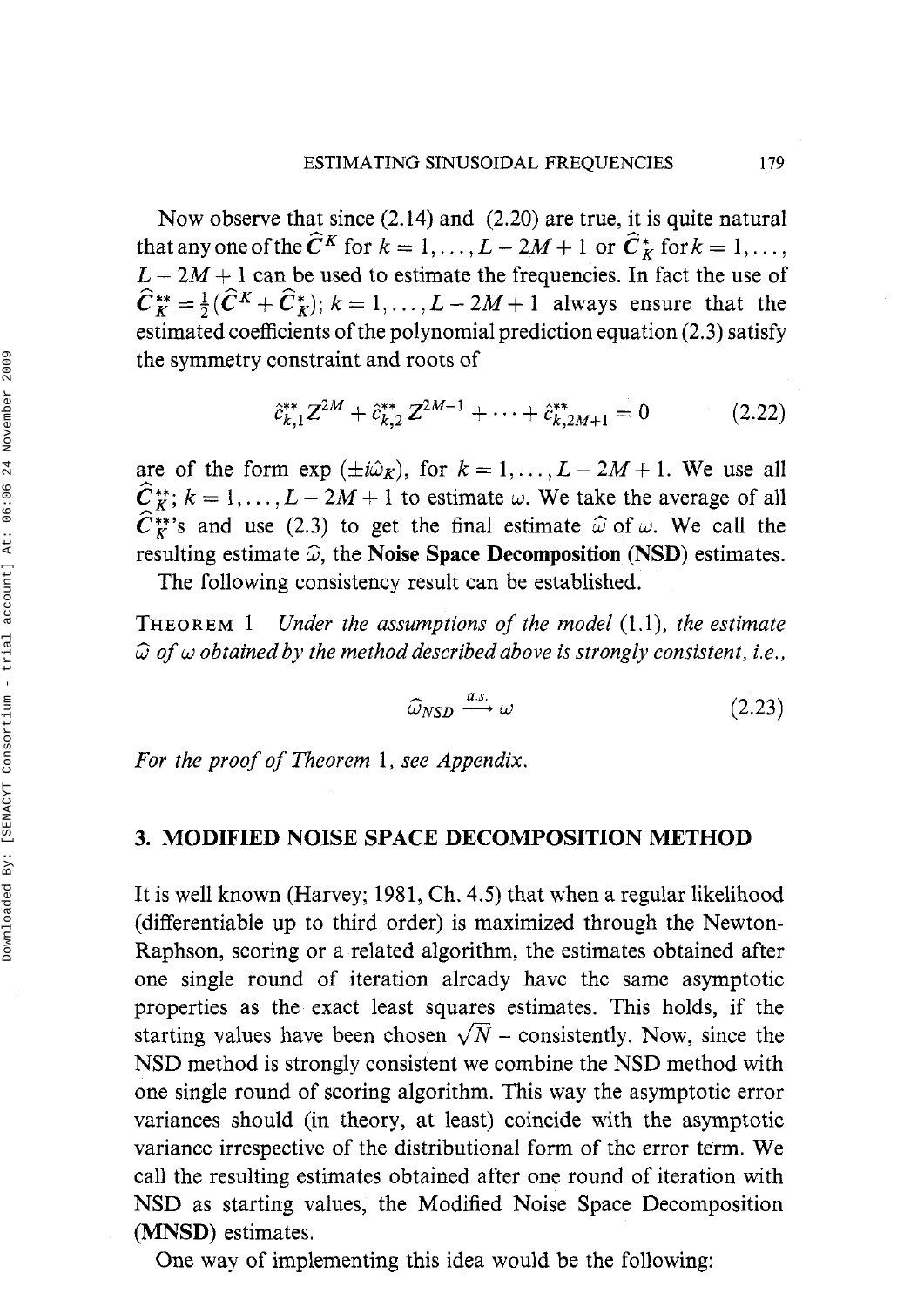Now observe that since (2.14) and (2.20) are true, it is quite natural that any one of the $\widehat{C}^K$ for $k = 1, \ldots, L - 2M + 1$ or $\widehat{C}^*_K$ for $k = 1, \ldots, L - 2M + 1$ can be used to estimate the frequencies. In fact the use of $\widehat{C}^{**}_K = \frac{1}{2}(\widehat{C}^K + \widehat{C}^*_K)$; $k = 1, \ldots, L - 2M + 1$ always ensure that the estimated coefficients of the polynomial prediction equation (2.3) satisfy the symmetry constraint and roots of

$$\hat{c}^{**}_{k,1} Z^{2M} + \hat{c}^{**}_{k,2} Z^{2M-1} + \cdots + \hat{c}^{**}_{k,2M+1} = 0 \tag{2.22}$$

are of the form $\exp(\pm i\hat{\omega}_K)$, for $k = 1, \ldots, L - 2M + 1$. We use all $\widehat{C}^{**}_K$; $k = 1, \ldots, L - 2M + 1$ to estimate $\omega$. We take the average of all $\widehat{C}^{**}_K$'s and use (2.3) to get the final estimate $\widehat{\omega}$ of $\omega$. We call the resulting estimate $\widehat{\omega}$, the **Noise Space Decomposition (NSD)** estimates.

The following consistency result can be established.

THEOREM 1 *Under the assumptions of the model* (1.1), *the estimate* $\widehat{\omega}$ *of* $\omega$ *obtained by the method described above is strongly consistent, i.e.,*

$$\widehat{\omega}_{NSD} \xrightarrow{a.s.} \omega \tag{2.23}$$

*For the proof of Theorem* 1, *see Appendix.*

## 3. MODIFIED NOISE SPACE DECOMPOSITION METHOD

It is well known (Harvey; 1981, Ch. 4.5) that when a regular likelihood (differentiable up to third order) is maximized through the Newton-Raphson, scoring or a related algorithm, the estimates obtained after one single round of iteration already have the same asymptotic properties as the exact least squares estimates. This holds, if the starting values have been chosen $\sqrt{N}$ – consistently. Now, since the NSD method is strongly consistent we combine the NSD method with one single round of scoring algorithm. This way the asymptotic error variances should (in theory, at least) coincide with the asymptotic variance irrespective of the distributional form of the error term. We call the resulting estimates obtained after one round of iteration with NSD as starting values, the Modified Noise Space Decomposition (**MNSD**) estimates.

One way of implementing this idea would be the following: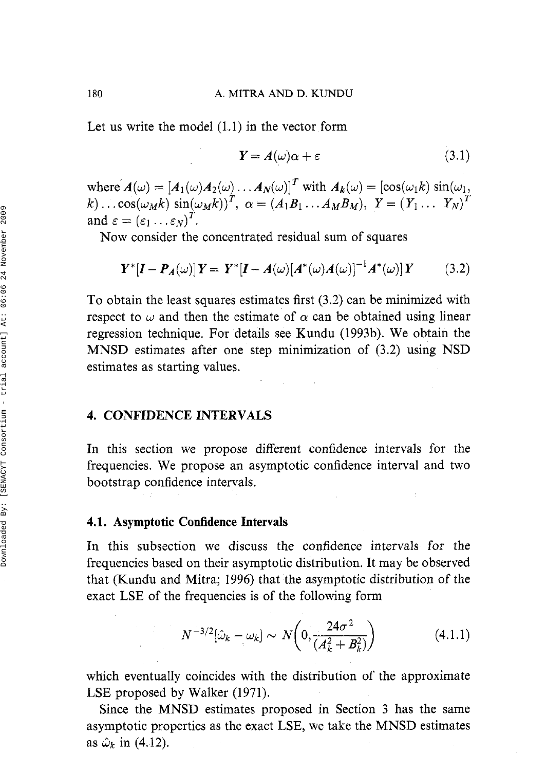Let us write the model (1.1) in the vector form

$$Y = A(\omega)\alpha + \varepsilon \tag{3.1}$$

where $A(\omega) = [A_1(\omega)A_2(\omega)\ldots A_N(\omega)]^T$ with $A_k(\omega) = [\cos(\omega_1 k)\ \sin(\omega_1, k)\ldots\cos(\omega_M k)\ \sin(\omega_M k))^T$, $\alpha = (A_1 B_1 \ldots A_M B_M)$, $Y = (Y_1 \ldots\ Y_N)^T$ and $\varepsilon = (\varepsilon_1 \ldots \varepsilon_N)^T$.

Now consider the concentrated residual sum of squares

$$Y^*[I - P_A(\omega)]Y = Y^*[I - A(\omega)[A^*(\omega)A(\omega)]^{-1}A^*(\omega)]Y \tag{3.2}$$

To obtain the least squares estimates first (3.2) can be minimized with respect to $\omega$ and then the estimate of $\alpha$ can be obtained using linear regression technique. For details see Kundu (1993b). We obtain the MNSD estimates after one step minimization of (3.2) using NSD estimates as starting values.

## 4. CONFIDENCE INTERVALS

In this section we propose different confidence intervals for the frequencies. We propose an asymptotic confidence interval and two bootstrap confidence intervals.

### 4.1. Asymptotic Confidence Intervals

In this subsection we discuss the confidence intervals for the frequencies based on their asymptotic distribution. It may be observed that (Kundu and Mitra; 1996) that the asymptotic distribution of the exact LSE of the frequencies is of the following form

$$N^{-3/2}[\hat{\omega}_k - \omega_k] \sim N\left(0, \frac{24\sigma^2}{(A_k^2 + B_k^2)}\right) \tag{4.1.1}$$

which eventually coincides with the distribution of the approximate LSE proposed by Walker (1971).

Since the MNSD estimates proposed in Section 3 has the same asymptotic properties as the exact LSE, we take the MNSD estimates as $\hat{\omega}_k$ in (4.12).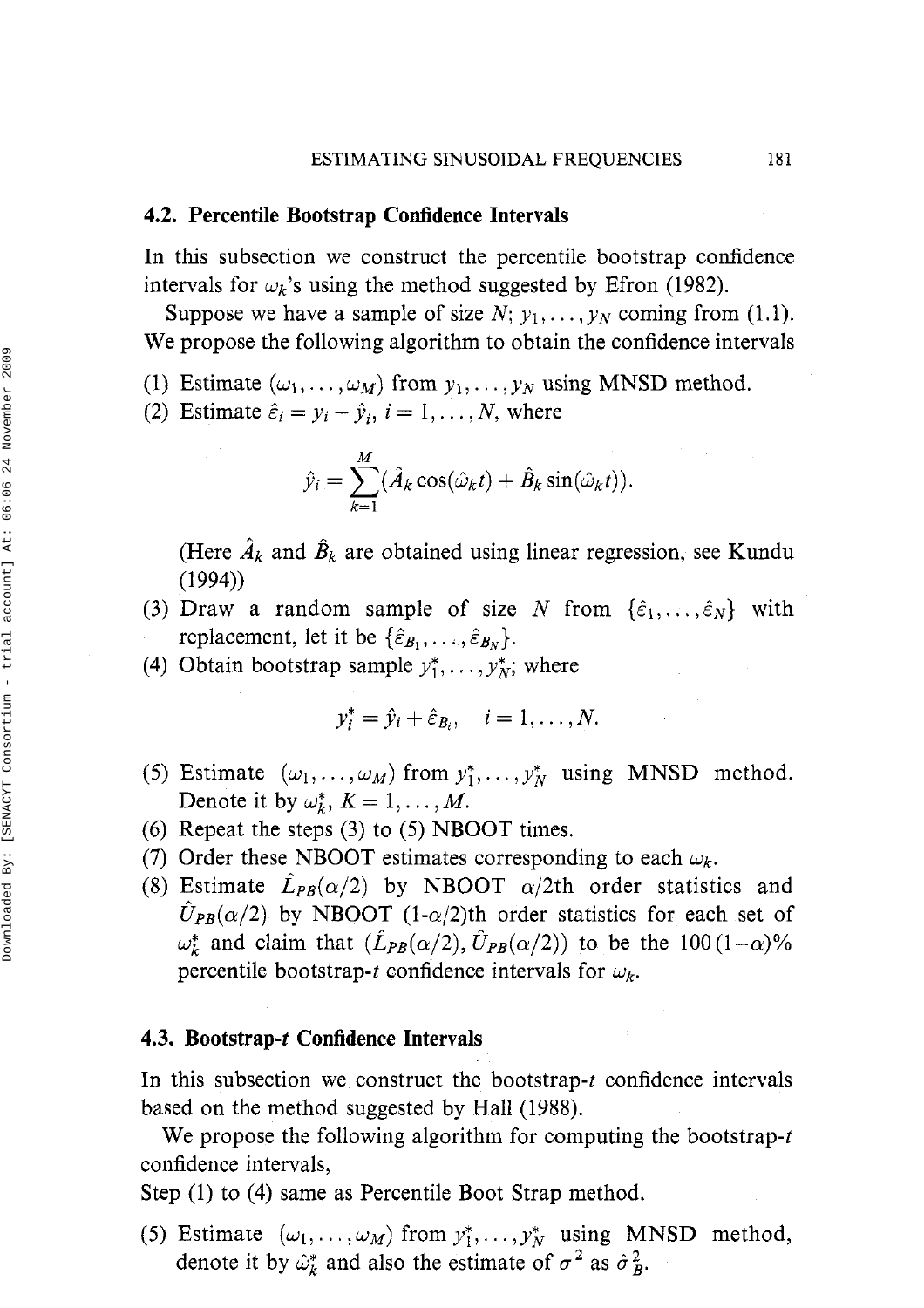### 4.2. Percentile Bootstrap Confidence Intervals

In this subsection we construct the percentile bootstrap confidence intervals for $\omega_k$'s using the method suggested by Efron (1982).

Suppose we have a sample of size $N$; $y_1, \dots, y_N$ coming from (1.1). We propose the following algorithm to obtain the confidence intervals

(1) Estimate $(\omega_1, \dots, \omega_M)$ from $y_1, \dots, y_N$ using MNSD method.

(2) Estimate $\hat{\varepsilon}_i = y_i - \hat{y}_i$, $i = 1, \dots, N$, where

$$\hat{y}_i = \sum_{k=1}^{M} (\hat{A}_k \cos(\hat{\omega}_k t) + \hat{B}_k \sin(\hat{\omega}_k t)).$$

(Here $\hat{A}_k$ and $\hat{B}_k$ are obtained using linear regression, see Kundu (1994))

(3) Draw a random sample of size $N$ from $\{\hat{\varepsilon}_1, \dots, \hat{\varepsilon}_N\}$ with replacement, let it be $\{\hat{\varepsilon}_{B_1}, \dots, \hat{\varepsilon}_{B_N}\}$.

(4) Obtain bootstrap sample $y_1^*, \dots, y_N^*$; where

$$y_i^* = \hat{y}_i + \hat{\varepsilon}_{B_i}, \quad i = 1, \dots, N.$$

(5) Estimate $(\omega_1, \dots, \omega_M)$ from $y_1^*, \dots, y_N^*$ using MNSD method. Denote it by $\omega_k^*$, $K = 1, \dots, M$.

(6) Repeat the steps (3) to (5) NBOOT times.

(7) Order these NBOOT estimates corresponding to each $\omega_k$.

(8) Estimate $\hat{L}_{PB}(\alpha/2)$ by NBOOT $\alpha/2$th order statistics and $\hat{U}_{PB}(\alpha/2)$ by NBOOT (1-$\alpha/2$)th order statistics for each set of $\omega_k^*$ and claim that $(\hat{L}_{PB}(\alpha/2), \hat{U}_{PB}(\alpha/2))$ to be the $100(1-\alpha)\%$ percentile bootstrap-$t$ confidence intervals for $\omega_k$.

### 4.3. Bootstrap-$t$ Confidence Intervals

In this subsection we construct the bootstrap-$t$ confidence intervals based on the method suggested by Hall (1988).

We propose the following algorithm for computing the bootstrap-$t$ confidence intervals,

Step (1) to (4) same as Percentile Boot Strap method.

(5) Estimate $(\omega_1, \dots, \omega_M)$ from $y_1^*, \dots, y_N^*$ using MNSD method, denote it by $\hat{\omega}_k^*$ and also the estimate of $\sigma^2$ as $\hat{\sigma}_B^2$.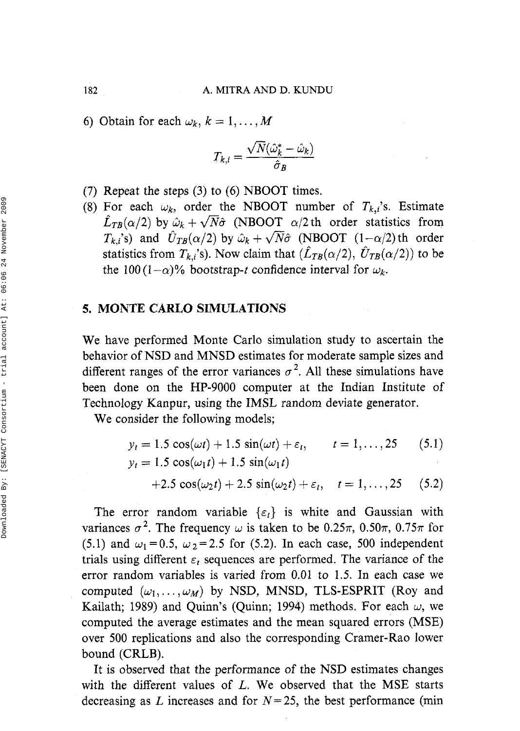6) Obtain for each $\omega_k$, $k = 1, \ldots, M$

$$T_{k,i} = \frac{\sqrt{N}(\hat{\omega}_k^* - \hat{\omega}_k)}{\hat{\sigma}_B}$$

(7) Repeat the steps (3) to (6) NBOOT times.

(8) For each $\omega_k$, order the NBOOT number of $T_{k,i}$'s. Estimate $\hat{L}_{TB}(\alpha/2)$ by $\hat{\omega}_k + \sqrt{N}\hat{\sigma}$ (NBOOT $\alpha/2$th order statistics from $T_{k,i}$'s) and $\hat{U}_{TB}(\alpha/2)$ by $\hat{\omega}_k + \sqrt{N}\hat{\sigma}$ (NBOOT $(1-\alpha/2)$th order statistics from $T_{k,i}$'s). Now claim that $(\hat{L}_{TB}(\alpha/2), \hat{U}_{TB}(\alpha/2))$ to be the $100(1-\alpha)\%$ bootstrap-*t* confidence interval for $\omega_k$.

## 5. MONTE CARLO SIMULATIONS

We have performed Monte Carlo simulation study to ascertain the behavior of NSD and MNSD estimates for moderate sample sizes and different ranges of the error variances $\sigma^2$. All these simulations have been done on the HP-9000 computer at the Indian Institute of Technology Kanpur, using the IMSL random deviate generator.

We consider the following models;

$$y_t = 1.5\cos(\omega t) + 1.5\sin(\omega t) + \varepsilon_t, \qquad t = 1, \ldots, 25 \qquad (5.1)$$

$$y_t = 1.5\cos(\omega_1 t) + 1.5\sin(\omega_1 t) + 2.5\cos(\omega_2 t) + 2.5\sin(\omega_2 t) + \varepsilon_t, \quad t = 1, \ldots, 25 \qquad (5.2)$$

The error random variable $\{\varepsilon_t\}$ is white and Gaussian with variances $\sigma^2$. The frequency $\omega$ is taken to be $0.25\pi$, $0.50\pi$, $0.75\pi$ for (5.1) and $\omega_1 = 0.5$, $\omega_2 = 2.5$ for (5.2). In each case, 500 independent trials using different $\varepsilon_t$ sequences are performed. The variance of the error random variables is varied from 0.01 to 1.5. In each case we computed $(\omega_1, \ldots, \omega_M)$ by NSD, MNSD, TLS-ESPRIT (Roy and Kailath; 1989) and Quinn's (Quinn; 1994) methods. For each $\omega$, we computed the average estimates and the mean squared errors (MSE) over 500 replications and also the corresponding Cramer-Rao lower bound (CRLB).

It is observed that the performance of the NSD estimates changes with the different values of $L$. We observed that the MSE starts decreasing as $L$ increases and for $N = 25$, the best performance (min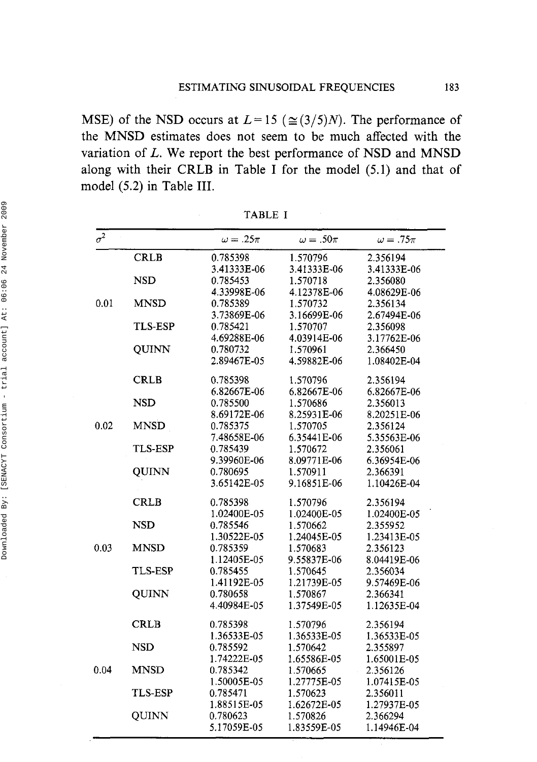MSE) of the NSD occurs at $L = 15$ ($\cong (3/5)N$). The performance of the MNSD estimates does not seem to be much affected with the variation of $L$. We report the best performance of NSD and MNSD along with their CRLB in Table I for the model (5.1) and that of model (5.2) in Table III.

TABLE I

| $\sigma^2$ | | $\omega = .25\pi$ | $\omega = .50\pi$ | $\omega = .75\pi$ |
|---|---|---|---|---|
| | CRLB | 0.785398 | 1.570796 | 2.356194 |
| | | 3.41333E-06 | 3.41333E-06 | 3.41333E-06 |
| | NSD | 0.785453 | 1.570718 | 2.356080 |
| | | 4.33998E-06 | 4.12378E-06 | 4.08629E-06 |
| 0.01 | MNSD | 0.785389 | 1.570732 | 2.356134 |
| | | 3.73869E-06 | 3.16699E-06 | 2.67494E-06 |
| | TLS-ESP | 0.785421 | 1.570707 | 2.356098 |
| | | 4.69288E-06 | 4.03914E-06 | 3.17762E-06 |
| | QUINN | 0.780732 | 1.570961 | 2.366450 |
| | | 2.89467E-05 | 4.59882E-06 | 1.08402E-04 |
| | CRLB | 0.785398 | 1.570796 | 2.356194 |
| | | 6.82667E-06 | 6.82667E-06 | 6.82667E-06 |
| | NSD | 0.785500 | 1.570686 | 2.356013 |
| | | 8.69172E-06 | 8.25931E-06 | 8.20251E-06 |
| 0.02 | MNSD | 0.785375 | 1.570705 | 2.356124 |
| | | 7.48658E-06 | 6.35441E-06 | 5.35563E-06 |
| | TLS-ESP | 0.785439 | 1.570672 | 2.356061 |
| | | 9.39960E-06 | 8.09771E-06 | 6.36954E-06 |
| | QUINN | 0.780695 | 1.570911 | 2.366391 |
| | | 3.65142E-05 | 9.16851E-06 | 1.10426E-04 |
| | CRLB | 0.785398 | 1.570796 | 2.356194 |
| | | 1.02400E-05 | 1.02400E-05 | 1.02400E-05 |
| | NSD | 0.785546 | 1.570662 | 2.355952 |
| | | 1.30522E-05 | 1.24045E-05 | 1.23413E-05 |
| 0.03 | MNSD | 0.785359 | 1.570683 | 2.356123 |
| | | 1.12405E-05 | 9.55837E-06 | 8.04419E-06 |
| | TLS-ESP | 0.785455 | 1.570645 | 2.356034 |
| | | 1.41192E-05 | 1.21739E-05 | 9.57469E-06 |
| | QUINN | 0.780658 | 1.570867 | 2.366341 |
| | | 4.40984E-05 | 1.37549E-05 | 1.12635E-04 |
| | CRLB | 0.785398 | 1.570796 | 2.356194 |
| | | 1.36533E-05 | 1.36533E-05 | 1.36533E-05 |
| | NSD | 0.785592 | 1.570642 | 2.355897 |
| | | 1.74222E-05 | 1.65586E-05 | 1.65001E-05 |
| 0.04 | MNSD | 0.785342 | 1.570665 | 2.356126 |
| | | 1.50005E-05 | 1.27775E-05 | 1.07415E-05 |
| | TLS-ESP | 0.785471 | 1.570623 | 2.356011 |
| | | 1.88515E-05 | 1.62672E-05 | 1.27937E-05 |
| | QUINN | 0.780623 | 1.570826 | 2.366294 |
| | | 5.17059E-05 | 1.83559E-05 | 1.14946E-04 |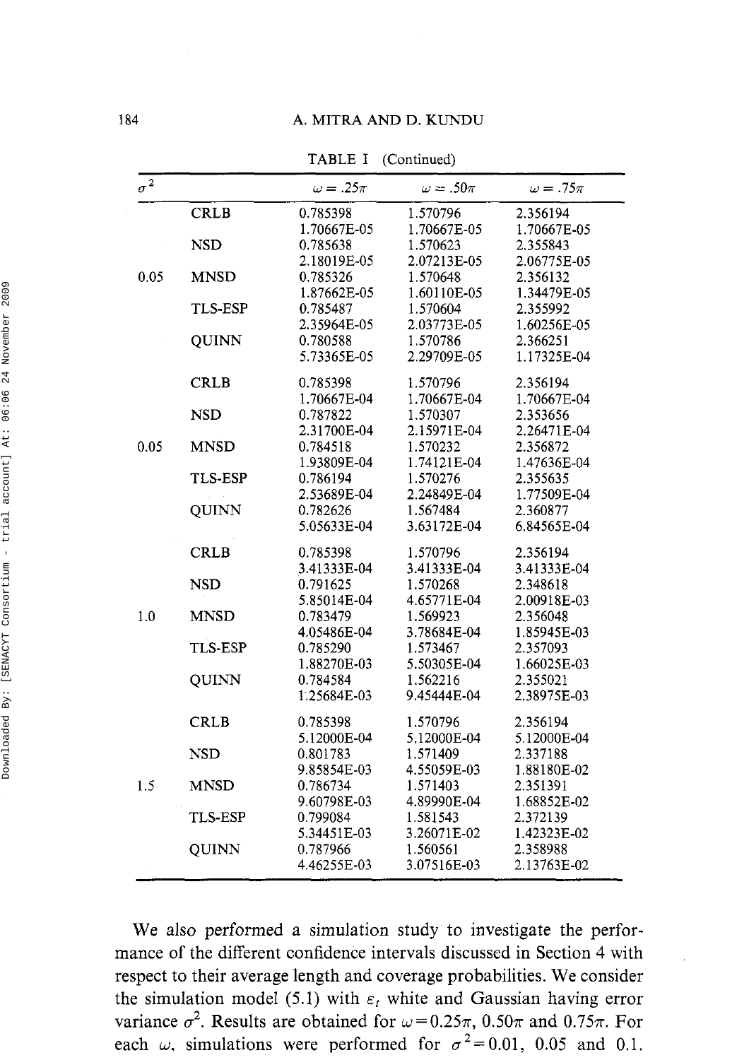TABLE I (Continued)

| $\sigma^2$ | | $\omega = .25\pi$ | $\omega = .50\pi$ | $\omega = .75\pi$ |
|---|---|---|---|---|
| | CRLB | 0.785398 | 1.570796 | 2.356194 |
| | | 1.70667E-05 | 1.70667E-05 | 1.70667E-05 |
| | NSD | 0.785638 | 1.570623 | 2.355843 |
| | | 2.18019E-05 | 2.07213E-05 | 2.06775E-05 |
| 0.05 | MNSD | 0.785326 | 1.570648 | 2.356132 |
| | | 1.87662E-05 | 1.60110E-05 | 1.34479E-05 |
| | TLS-ESP | 0.785487 | 1.570604 | 2.355992 |
| | | 2.35964E-05 | 2.03773E-05 | 1.60256E-05 |
| | QUINN | 0.780588 | 1.570786 | 2.366251 |
| | | 5.73365E-05 | 2.29709E-05 | 1.17325E-04 |
| | CRLB | 0.785398 | 1.570796 | 2.356194 |
| | | 1.70667E-04 | 1.70667E-04 | 1.70667E-04 |
| | NSD | 0.787822 | 1.570307 | 2.353656 |
| | | 2.31700E-04 | 2.15971E-04 | 2.26471E-04 |
| 0.05 | MNSD | 0.784518 | 1.570232 | 2.356872 |
| | | 1.93809E-04 | 1.74121E-04 | 1.47636E-04 |
| | TLS-ESP | 0.786194 | 1.570276 | 2.355635 |
| | | 2.53689E-04 | 2.24849E-04 | 1.77509E-04 |
| | QUINN | 0.782626 | 1.567484 | 2.360877 |
| | | 5.05633E-04 | 3.63172E-04 | 6.84565E-04 |
| | CRLB | 0.785398 | 1.570796 | 2.356194 |
| | | 3.41333E-04 | 3.41333E-04 | 3.41333E-04 |
| | NSD | 0.791625 | 1.570268 | 2.348618 |
| | | 5.85014E-04 | 4.65771E-04 | 2.00918E-03 |
| 1.0 | MNSD | 0.783479 | 1.569923 | 2.356048 |
| | | 4.05486E-04 | 3.78684E-04 | 1.85945E-03 |
| | TLS-ESP | 0.785290 | 1.573467 | 2.357093 |
| | | 1.88270E-03 | 5.50305E-04 | 1.66025E-03 |
| | QUINN | 0.784584 | 1.562216 | 2.355021 |
| | | 1.25684E-03 | 9.45444E-04 | 2.38975E-03 |
| | CRLB | 0.785398 | 1.570796 | 2.356194 |
| | | 5.12000E-04 | 5.12000E-04 | 5.12000E-04 |
| | NSD | 0.801783 | 1.571409 | 2.337188 |
| | | 9.85854E-03 | 4.55059E-03 | 1.88180E-02 |
| 1.5 | MNSD | 0.786734 | 1.571403 | 2.351391 |
| | | 9.60798E-03 | 4.89990E-04 | 1.68852E-02 |
| | TLS-ESP | 0.799084 | 1.581543 | 2.372139 |
| | | 5.34451E-03 | 3.26071E-02 | 1.42323E-02 |
| | QUINN | 0.787966 | 1.560561 | 2.358988 |
| | | 4.46255E-03 | 3.07516E-03 | 2.13763E-02 |

We also performed a simulation study to investigate the performance of the different confidence intervals discussed in Section 4 with respect to their average length and coverage probabilities. We consider the simulation model (5.1) with $\varepsilon_t$ white and Gaussian having error variance $\sigma^2$. Results are obtained for $\omega = 0.25\pi$, $0.50\pi$ and $0.75\pi$. For each $\omega$, simulations were performed for $\sigma^2 = 0.01$, 0.05 and 0.1.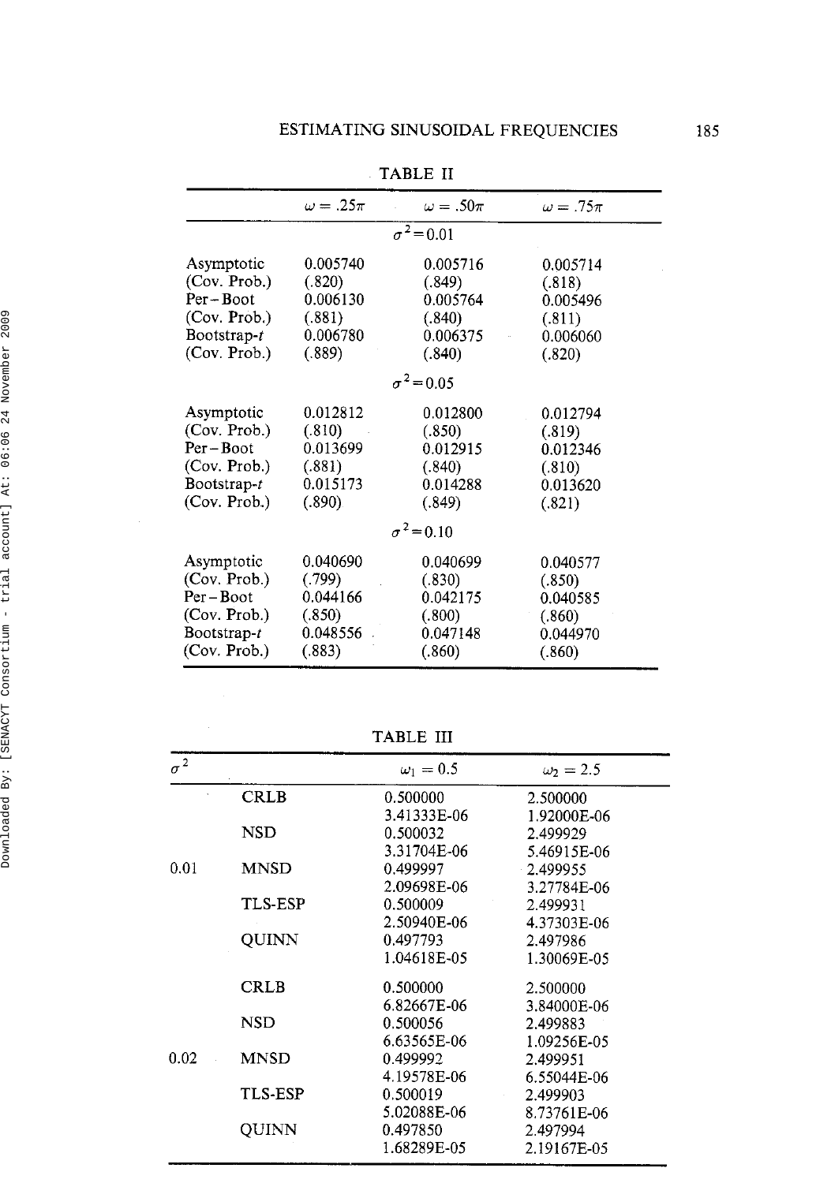TABLE II

| | $\omega = .25\pi$ | $\omega = .50\pi$ | $\omega = .75\pi$ |
|---|---|---|---|
| | | $\sigma^2 = 0.01$ | |
| Asymptotic | 0.005740 | 0.005716 | 0.005714 |
| (Cov. Prob.) | (.820) | (.849) | (.818) |
| Per–Boot | 0.006130 | 0.005764 | 0.005496 |
| (Cov. Prob.) | (.881) | (.840) | (.811) |
| Bootstrap-$t$ | 0.006780 | 0.006375 | 0.006060 |
| (Cov. Prob.) | (.889) | (.840) | (.820) |
| | | $\sigma^2 = 0.05$ | |
| Asymptotic | 0.012812 | 0.012800 | 0.012794 |
| (Cov. Prob.) | (.810) | (.850) | (.819) |
| Per–Boot | 0.013699 | 0.012915 | 0.012346 |
| (Cov. Prob.) | (.881) | (.840) | (.810) |
| Bootstrap-$t$ | 0.015173 | 0.014288 | 0.013620 |
| (Cov. Prob.) | (.890) | (.849) | (.821) |
| | | $\sigma^2 = 0.10$ | |
| Asymptotic | 0.040690 | 0.040699 | 0.040577 |
| (Cov. Prob.) | (.799) | (.830) | (.850) |
| Per–Boot | 0.044166 | 0.042175 | 0.040585 |
| (Cov. Prob.) | (.850) | (.800) | (.860) |
| Bootstrap-$t$ | 0.048556 | 0.047148 | 0.044970 |
| (Cov. Prob.) | (.883) | (.860) | (.860) |

TABLE III

| $\sigma^2$ | | $\omega_1 = 0.5$ | $\omega_2 = 2.5$ |
|---|---|---|---|
| | CRLB | 0.500000 | 2.500000 |
| | | 3.41333E-06 | 1.92000E-06 |
| | NSD | 0.500032 | 2.499929 |
| | | 3.31704E-06 | 5.46915E-06 |
| 0.01 | MNSD | 0.499997 | 2.499955 |
| | | 2.09698E-06 | 3.27784E-06 |
| | TLS-ESP | 0.500009 | 2.499931 |
| | | 2.50940E-06 | 4.37303E-06 |
| | QUINN | 0.497793 | 2.497986 |
| | | 1.04618E-05 | 1.30069E-05 |
| | CRLB | 0.500000 | 2.500000 |
| | | 6.82667E-06 | 3.84000E-06 |
| | NSD | 0.500056 | 2.499883 |
| | | 6.63565E-06 | 1.09256E-05 |
| 0.02 | MNSD | 0.499992 | 2.499951 |
| | | 4.19578E-06 | 6.55044E-06 |
| | TLS-ESP | 0.500019 | 2.499903 |
| | | 5.02088E-06 | 8.73761E-06 |
| | QUINN | 0.497850 | 2.497994 |
| | | 1.68289E-05 | 2.19167E-05 |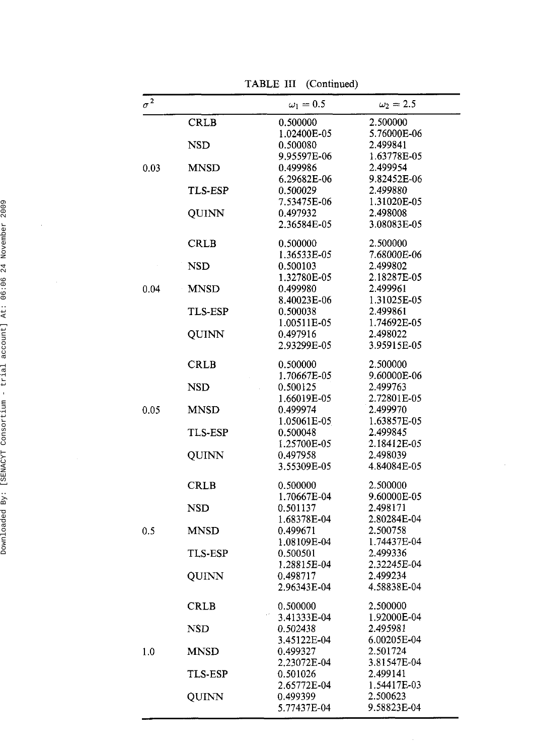TABLE III (Continued)

| $\sigma^2$ | | $\omega_1 = 0.5$ | $\omega_2 = 2.5$ |
|---|---|---|---|
| | CRLB | 0.500000 | 2.500000 |
| | | 1.02400E-05 | 5.76000E-06 |
| | NSD | 0.500080 | 2.499841 |
| | | 9.95597E-06 | 1.63778E-05 |
| 0.03 | MNSD | 0.499986 | 2.499954 |
| | | 6.29682E-06 | 9.82452E-06 |
| | TLS-ESP | 0.500029 | 2.499880 |
| | | 7.53475E-06 | 1.31020E-05 |
| | QUINN | 0.497932 | 2.498008 |
| | | 2.36584E-05 | 3.08083E-05 |
| | CRLB | 0.500000 | 2.500000 |
| | | 1.36533E-05 | 7.68000E-06 |
| | NSD | 0.500103 | 2.499802 |
| | | 1.32780E-05 | 2.18287E-05 |
| 0.04 | MNSD | 0.499980 | 2.499961 |
| | | 8.40023E-06 | 1.31025E-05 |
| | TLS-ESP | 0.500038 | 2.499861 |
| | | 1.00511E-05 | 1.74692E-05 |
| | QUINN | 0.497916 | 2.498022 |
| | | 2.93299E-05 | 3.95915E-05 |
| | CRLB | 0.500000 | 2.500000 |
| | | 1.70667E-05 | 9.60000E-06 |
| | NSD | 0.500125 | 2.499763 |
| | | 1.66019E-05 | 2.72801E-05 |
| 0.05 | MNSD | 0.499974 | 2.499970 |
| | | 1.05061E-05 | 1.63857E-05 |
| | TLS-ESP | 0.500048 | 2.499845 |
| | | 1.25700E-05 | 2.18412E-05 |
| | QUINN | 0.497958 | 2.498039 |
| | | 3.55309E-05 | 4.84084E-05 |
| | CRLB | 0.500000 | 2.500000 |
| | | 1.70667E-04 | 9.60000E-05 |
| | NSD | 0.501137 | 2.498171 |
| | | 1.68378E-04 | 2.80284E-04 |
| 0.5 | MNSD | 0.499671 | 2.500758 |
| | | 1.08109E-04 | 1.74437E-04 |
| | TLS-ESP | 0.500501 | 2.499336 |
| | | 1.28815E-04 | 2.32245E-04 |
| | QUINN | 0.498717 | 2.499234 |
| | | 2.96343E-04 | 4.58838E-04 |
| | CRLB | 0.500000 | 2.500000 |
| | | 3.41333E-04 | 1.92000E-04 |
| | NSD | 0.502438 | 2.495981 |
| | | 3.45122E-04 | 6.00205E-04 |
| 1.0 | MNSD | 0.499327 | 2.501724 |
| | | 2.23072E-04 | 3.81547E-04 |
| | TLS-ESP | 0.501026 | 2.499141 |
| | | 2.65772E-04 | 1.54417E-03 |
| | QUINN | 0.499399 | 2.500623 |
| | | 5.77437E-04 | 9.58823E-04 |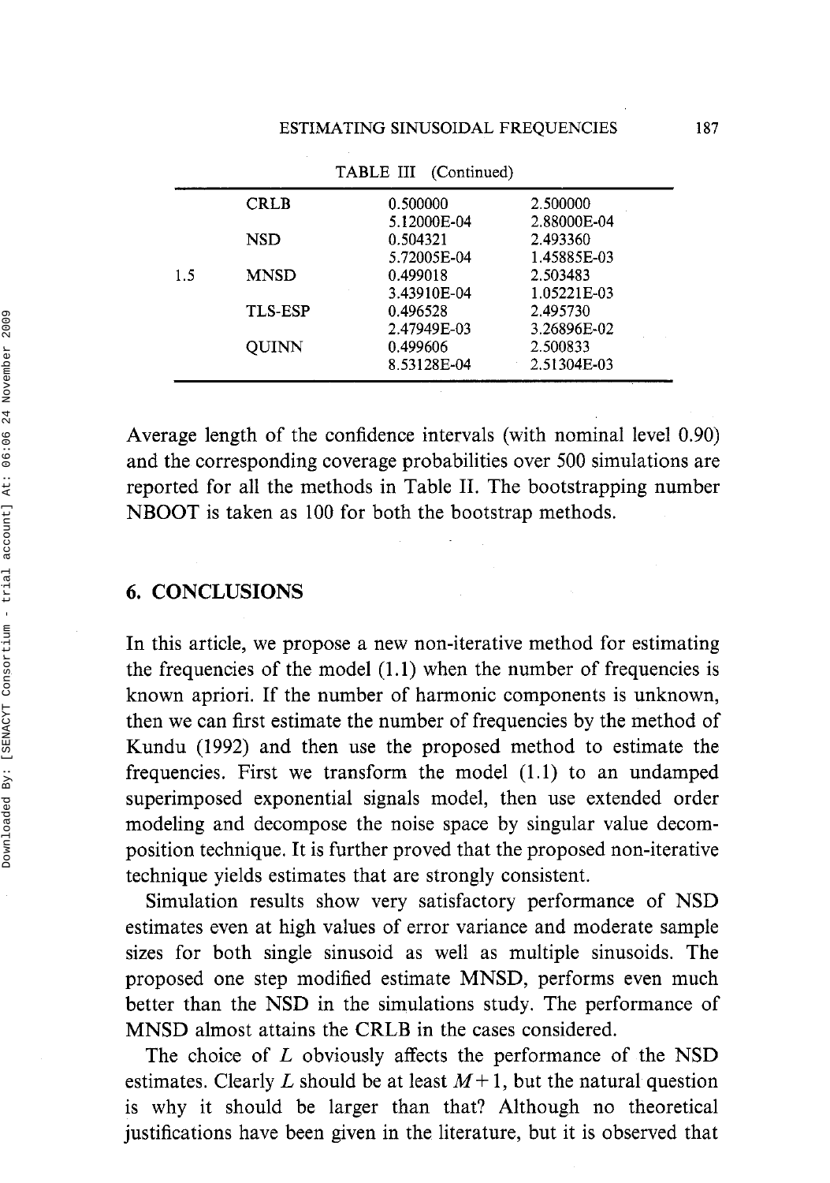TABLE III (Continued)

| | | | |
|---|---|---|---|
| | CRLB | 0.500000 | 2.500000 |
| | | 5.12000E-04 | 2.88000E-04 |
| | NSD | 0.504321 | 2.493360 |
| | | 5.72005E-04 | 1.45885E-03 |
| 1.5 | MNSD | 0.499018 | 2.503483 |
| | | 3.43910E-04 | 1.05221E-03 |
| | TLS-ESP | 0.496528 | 2.495730 |
| | | 2.47949E-03 | 3.26896E-02 |
| | QUINN | 0.499606 | 2.500833 |
| | | 8.53128E-04 | 2.51304E-03 |

Average length of the confidence intervals (with nominal level 0.90) and the corresponding coverage probabilities over 500 simulations are reported for all the methods in Table II. The bootstrapping number NBOOT is taken as 100 for both the bootstrap methods.

## 6. CONCLUSIONS

In this article, we propose a new non-iterative method for estimating the frequencies of the model (1.1) when the number of frequencies is known apriori. If the number of harmonic components is unknown, then we can first estimate the number of frequencies by the method of Kundu (1992) and then use the proposed method to estimate the frequencies. First we transform the model (1.1) to an undamped superimposed exponential signals model, then use extended order modeling and decompose the noise space by singular value decomposition technique. It is further proved that the proposed non-iterative technique yields estimates that are strongly consistent.

Simulation results show very satisfactory performance of NSD estimates even at high values of error variance and moderate sample sizes for both single sinusoid as well as multiple sinusoids. The proposed one step modified estimate MNSD, performs even much better than the NSD in the simulations study. The performance of MNSD almost attains the CRLB in the cases considered.

The choice of $L$ obviously affects the performance of the NSD estimates. Clearly $L$ should be at least $M+1$, but the natural question is why it should be larger than that? Although no theoretical justifications have been given in the literature, but it is observed that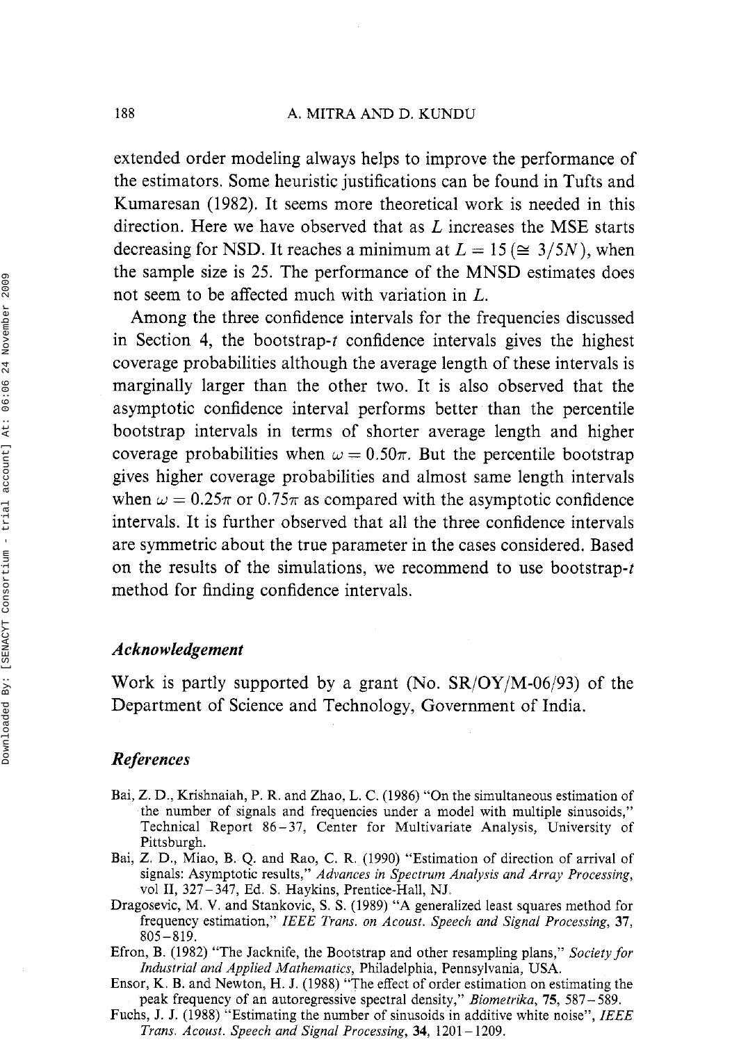extended order modeling always helps to improve the performance of the estimators. Some heuristic justifications can be found in Tufts and Kumaresan (1982). It seems more theoretical work is needed in this direction. Here we have observed that as $L$ increases the MSE starts decreasing for NSD. It reaches a minimum at $L = 15 \, (\cong 3/5N)$, when the sample size is 25. The performance of the MNSD estimates does not seem to be affected much with variation in $L$.

Among the three confidence intervals for the frequencies discussed in Section 4, the bootstrap-$t$ confidence intervals gives the highest coverage probabilities although the average length of these intervals is marginally larger than the other two. It is also observed that the asymptotic confidence interval performs better than the percentile bootstrap intervals in terms of shorter average length and higher coverage probabilities when $\omega = 0.50\pi$. But the percentile bootstrap gives higher coverage probabilities and almost same length intervals when $\omega = 0.25\pi$ or $0.75\pi$ as compared with the asymptotic confidence intervals. It is further observed that all the three confidence intervals are symmetric about the true parameter in the cases considered. Based on the results of the simulations, we recommend to use bootstrap-$t$ method for finding confidence intervals.

### *Acknowledgement*

Work is partly supported by a grant (No. SR/OY/M-06/93) of the Department of Science and Technology, Government of India.

### *References*

Bai, Z. D., Krishnaiah, P. R. and Zhao, L. C. (1986) "On the simultaneous estimation of the number of signals and frequencies under a model with multiple sinusoids," Technical Report 86–37, Center for Multivariate Analysis, University of Pittsburgh.

Bai, Z. D., Miao, B. Q. and Rao, C. R. (1990) "Estimation of direction of arrival of signals: Asymptotic results," *Advances in Spectrum Analysis and Array Processing*, vol II, 327–347, Ed. S. Haykins, Prentice-Hall, NJ.

Dragosevic, M. V. and Stankovic, S. S. (1989) "A generalized least squares method for frequency estimation," *IEEE Trans. on Acoust. Speech and Signal Processing*, **37**, 805–819.

Efron, B. (1982) "The Jacknife, the Bootstrap and other resampling plans," *Society for Industrial and Applied Mathematics*, Philadelphia, Pennsylvania, USA.

Ensor, K. B. and Newton, H. J. (1988) "The effect of order estimation on estimating the peak frequency of an autoregressive spectral density," *Biometrika*, **75**, 587–589.

Fuchs, J. J. (1988) "Estimating the number of sinusoids in additive white noise", *IEEE Trans. Acoust. Speech and Signal Processing*, **34**, 1201–1209.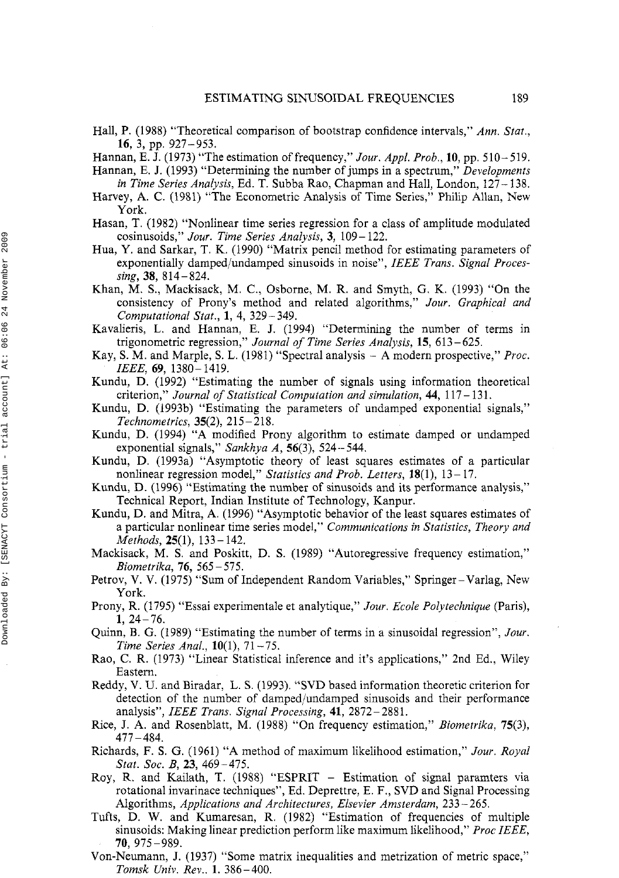Hall, P. (1988) "Theoretical comparison of bootstrap confidence intervals," *Ann. Stat.*, **16**, 3, pp. 927–953.

Hannan, E. J. (1973) "The estimation of frequency," *Jour. Appl. Prob.*, **10**, pp. 510–519.

Hannan, E. J. (1993) "Determining the number of jumps in a spectrum," *Developments in Time Series Analysis*, Ed. T. Subba Rao, Chapman and Hall, London, 127–138.

Harvey, A. C. (1981) "The Econometric Analysis of Time Series," Philip Allan, New York.

Hasan, T. (1982) "Nonlinear time series regression for a class of amplitude modulated cosinusoids," *Jour. Time Series Analysis*, **3**, 109–122.

Hua, Y. and Sarkar, T. K. (1990) "Matrix pencil method for estimating parameters of exponentially damped/undamped sinusoids in noise", *IEEE Trans. Signal Processing*, **38**, 814–824.

Khan, M. S., Mackisack, M. C., Osborne, M. R. and Smyth, G. K. (1993) "On the consistency of Prony's method and related algorithms," *Jour. Graphical and Computational Stat.*, **1**, 4, 329–349.

Kavalieris, L. and Hannan, E. J. (1994) "Determining the number of terms in trigonometric regression," *Journal of Time Series Analysis*, **15**, 613–625.

Kay, S. M. and Marple, S. L. (1981) "Spectral analysis – A modern prospective," *Proc. IEEE*, **69**, 1380–1419.

Kundu, D. (1992) "Estimating the number of signals using information theoretical criterion," *Journal of Statistical Computation and simulation*, **44**, 117–131.

Kundu, D. (1993b) "Estimating the parameters of undamped exponential signals," *Technometrics*, **35**(2), 215–218.

Kundu, D. (1994) "A modified Prony algorithm to estimate damped or undamped exponential signals," *Sankhya A*, **56**(3), 524–544.

Kundu, D. (1993a) "Asymptotic theory of least squares estimates of a particular nonlinear regression model," *Statistics and Prob. Letters*, **18**(1), 13–17.

Kundu, D. (1996) "Estimating the number of sinusoids and its performance analysis," Technical Report, Indian Institute of Technology, Kanpur.

Kundu, D. and Mitra, A. (1996) "Asymptotic behavior of the least squares estimates of a particular nonlinear time series model," *Communications in Statistics, Theory and Methods*, **25**(1), 133–142.

Mackisack, M. S. and Poskitt, D. S. (1989) "Autoregressive frequency estimation," *Biometrika*, **76**, 565–575.

Petrov, V. V. (1975) "Sum of Independent Random Variables," Springer–Varlag, New York.

Prony, R. (1795) "Essai experimentale et analytique," *Jour. Ecole Polytechnique* (Paris), **1**, 24–76.

Quinn, B. G. (1989) "Estimating the number of terms in a sinusoidal regression", *Jour. Time Series Anal.*, **10**(1), 71–75.

Rao, C. R. (1973) "Linear Statistical inference and it's applications," 2nd Ed., Wiley Eastern.

Reddy, V. U. and Biradar, L. S. (1993). "SVD based information theoretic criterion for detection of the number of damped/undamped sinusoids and their performance analysis", *IEEE Trans. Signal Processing*, **41**, 2872–2881.

Rice, J. A. and Rosenblatt, M. (1988) "On frequency estimation," *Biometrika*, **75**(3), 477–484.

Richards, F. S. G. (1961) "A method of maximum likelihood estimation," *Jour. Royal Stat. Soc. B*, **23**, 469–475.

Roy, R. and Kailath, T. (1988) "ESPRIT – Estimation of signal paramters via rotational invarinace techniques", Ed. Deprettre, E. F., SVD and Signal Processing Algorithms, *Applications and Architectures, Elsevier Amsterdam*, 233–265.

Tufts, D. W. and Kumaresan, R. (1982) "Estimation of frequencies of multiple sinusoids: Making linear prediction perform like maximum likelihood," *Proc IEEE*, **70**, 975–989.

Von-Neumann, J. (1937) "Some matrix inequalities and metrization of metric space," *Tomsk Univ. Rev.*, **1**, 386–400.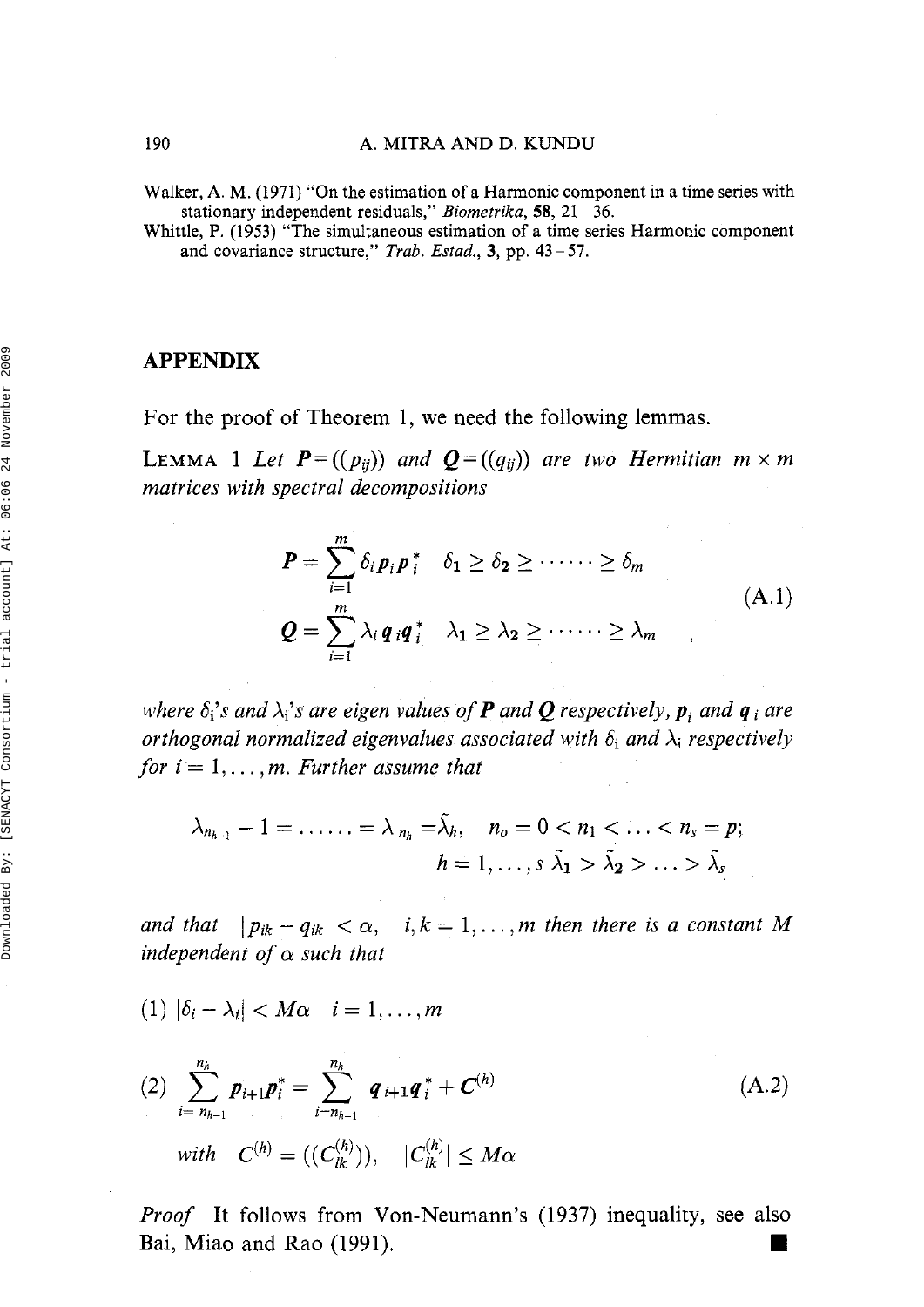Walker, A. M. (1971) "On the estimation of a Harmonic component in a time series with stationary independent residuals," *Biometrika*, **58**, 21–36.

Whittle, P. (1953) "The simultaneous estimation of a time series Harmonic component and covariance structure," *Trab. Estad.*, **3**, pp. 43–57.

## APPENDIX

For the proof of Theorem 1, we need the following lemmas.

LEMMA 1 *Let $\boldsymbol{P}=((p_{ij}))$ and $\boldsymbol{Q}=((q_{ij}))$ are two Hermitian $m \times m$ matrices with spectral decompositions*

$$\boldsymbol{P} = \sum_{i=1}^{m} \delta_i \boldsymbol{p}_i \boldsymbol{p}_i^* \quad \delta_1 \geq \delta_2 \geq \cdots\cdots \geq \delta_m$$
$$\boldsymbol{Q} = \sum_{i=1}^{m} \lambda_i \boldsymbol{q}_i \boldsymbol{q}_i^* \quad \lambda_1 \geq \lambda_2 \geq \cdots\cdots \geq \lambda_m \tag{A.1}$$

*where $\delta_i$'s and $\lambda_i$'s are eigen values of $\boldsymbol{P}$ and $\boldsymbol{Q}$ respectively, $\boldsymbol{p}_i$ and $\boldsymbol{q}_i$ are orthogonal normalized eigenvalues associated with $\delta_i$ and $\lambda_i$ respectively for $i = 1, \ldots, m$. Further assume that*

$$\lambda_{n_{h-1}} + 1 = \ldots\ldots = \lambda_{n_h} = \tilde{\lambda}_h, \quad n_o = 0 < n_1 < \ldots < n_s = p;$$
$$h = 1, \ldots, s \; \tilde{\lambda}_1 > \tilde{\lambda}_2 > \ldots > \tilde{\lambda}_s$$

*and that $|p_{ik} - q_{ik}| < \alpha, \quad i, k = 1, \ldots, m$ then there is a constant $M$ independent of $\alpha$ such that*

(1) $|\delta_i - \lambda_i| < M\alpha \quad i = 1, \ldots, m$

$$(2) \sum_{i=n_{h-1}}^{n_h} \boldsymbol{p}_{i+1}\boldsymbol{p}_i^* = \sum_{i=n_{h-1}}^{n_h} \boldsymbol{q}_{i+1}\boldsymbol{q}_i^* + \boldsymbol{C}^{(h)} \tag{A.2}$$

$$\text{with} \quad \boldsymbol{C}^{(h)} = ((C_{lk}^{(h)})), \quad |C_{lk}^{(h)}| \leq M\alpha$$

*Proof* It follows from Von-Neumann's (1937) inequality, see also Bai, Miao and Rao (1991). ■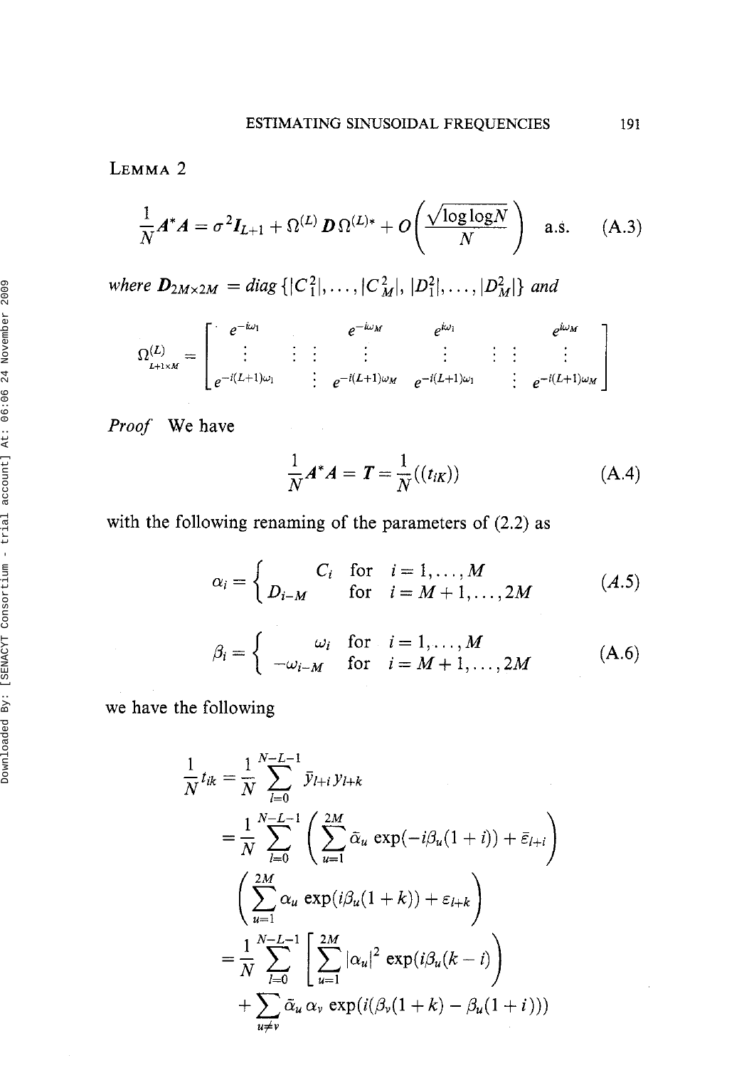LEMMA 2

$$\frac{1}{N}\boldsymbol{A}^*\boldsymbol{A} = \sigma^2\boldsymbol{I}_{L+1} + \Omega^{(L)}\boldsymbol{D}\,\Omega^{(L)*} + O\left(\frac{\sqrt{\log\log N}}{N}\right) \quad \text{a.s.} \tag{A.3}$$

*where* $\boldsymbol{D}_{2M\times 2M} = diag\{|C_1^2|, \ldots, |C_M^2|, |D_1^2|, \ldots, |D_M^2|\}$ *and*

$$\underset{L+1\times M}{\Omega^{(L)}} = \begin{bmatrix} e^{-i\omega_1} & & e^{-i\omega_M} & e^{i\omega_1} & & e^{i\omega_M} \\ \vdots & \vdots\;\vdots & \vdots & \vdots & \vdots\;\vdots & \vdots \\ e^{-i(L+1)\omega_1} & \vdots & e^{-i(L+1)\omega_M} & e^{-i(L+1)\omega_1} & \vdots & e^{-i(L+1)\omega_M} \end{bmatrix}$$

*Proof* We have

$$\frac{1}{N}\boldsymbol{A}^*\boldsymbol{A} = \boldsymbol{T} = \frac{1}{N}((t_{iK})) \tag{A.4}$$

with the following renaming of the parameters of (2.2) as

$$\alpha_i = \begin{cases} C_i & \text{for} \quad i = 1, \ldots, M \\ D_{i-M} & \text{for} \quad i = M+1, \ldots, 2M \end{cases} \tag{A.5}$$

$$\beta_i = \begin{cases} \omega_i & \text{for} \quad i = 1, \ldots, M \\ -\omega_{i-M} & \text{for} \quad i = M+1, \ldots, 2M \end{cases} \tag{A.6}$$

we have the following

$$\begin{aligned}
\frac{1}{N}t_{ik} &= \frac{1}{N}\sum_{l=0}^{N-L-1} \bar{y}_{l+i}\,y_{l+k} \\
&= \frac{1}{N}\sum_{l=0}^{N-L-1}\left(\sum_{u=1}^{2M}\bar{\alpha}_u \exp(-i\beta_u(1+i)) + \bar{\varepsilon}_{l+i}\right) \\
&\quad \left(\sum_{u=1}^{2M}\alpha_u \exp(i\beta_u(1+k)) + \varepsilon_{l+k}\right) \\
&= \frac{1}{N}\sum_{l=0}^{N-L-1}\left[\sum_{u=1}^{2M}|\alpha_u|^2 \exp(i\beta_u(k-i)\right) \\
&\quad + \sum_{u\neq v}\bar{\alpha}_u\,\alpha_v \exp(i(\beta_v(1+k) - \beta_u(1+i)))
\end{aligned}$$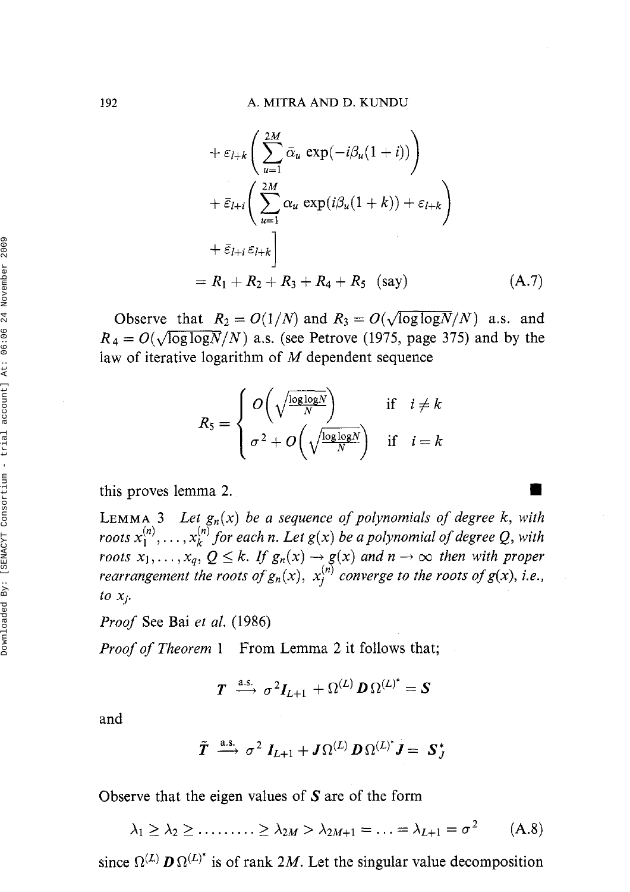$$
\begin{aligned}
&+ \varepsilon_{l+k}\left(\sum_{u=1}^{2M} \bar{\alpha}_u \exp(-i\beta_u(1+i))\right) \\
&+ \bar{\varepsilon}_{l+i}\left(\sum_{u=1}^{2M} \alpha_u \exp(i\beta_u(1+k)) + \varepsilon_{l+k}\right) \\
&\left.+ \bar{\varepsilon}_{l+i}\,\varepsilon_{l+k}\right] \\
&= R_1 + R_2 + R_3 + R_4 + R_5 \text{ (say)} \qquad \text{(A.7)}
\end{aligned}
$$

Observe that $R_2 = O(1/N)$ and $R_3 = O(\sqrt{\log\log N}/N)$ a.s. and $R_4 = O(\sqrt{\log\log N}/N)$ a.s. (see Petrove (1975, page 375) and by the law of iterative logarithm of $M$ dependent sequence

$$
R_5 = \begin{cases} O\left(\sqrt{\frac{\log\log N}{N}}\right) & \text{if } i \neq k \\ \sigma^2 + O\left(\sqrt{\frac{\log\log N}{N}}\right) & \text{if } i = k \end{cases}
$$

this proves lemma 2. ■

LEMMA 3 *Let $g_n(x)$ be a sequence of polynomials of degree $k$, with roots $x_1^{(n)}, \ldots, x_k^{(n)}$ for each $n$. Let $g(x)$ be a polynomial of degree $Q$, with roots $x_1, \ldots, x_q$, $Q \leq k$. If $g_n(x) \to g(x)$ and $n \to \infty$ then with proper rearrangement the roots of $g_n(x)$, $x_j^{(n)}$ converge to the roots of $g(x)$, i.e., to $x_j$.*

*Proof* See Bai *et al.* (1986)

*Proof of Theorem* 1 From Lemma 2 it follows that;

$$
\boldsymbol{T} \xrightarrow{\text{a.s.}} \sigma^2 \boldsymbol{I}_{L+1} + \Omega^{(L)} \boldsymbol{D} \Omega^{(L)^*} = \boldsymbol{S}
$$

and

$$
\tilde{\boldsymbol{T}} \xrightarrow{\text{a.s.}} \sigma^2 \boldsymbol{I}_{L+1} + \boldsymbol{J} \Omega^{(L)} \boldsymbol{D} \Omega^{(L)^*} \boldsymbol{J} = \boldsymbol{S}_J^*
$$

Observe that the eigen values of $\boldsymbol{S}$ are of the form

$$
\lambda_1 \geq \lambda_2 \geq \ldots\ldots\ldots \geq \lambda_{2M} > \lambda_{2M+1} = \ldots = \lambda_{L+1} = \sigma^2 \qquad \text{(A.8)}
$$

since $\Omega^{(L)} \boldsymbol{D} \Omega^{(L)^*}$ is of rank $2M$. Let the singular value decomposition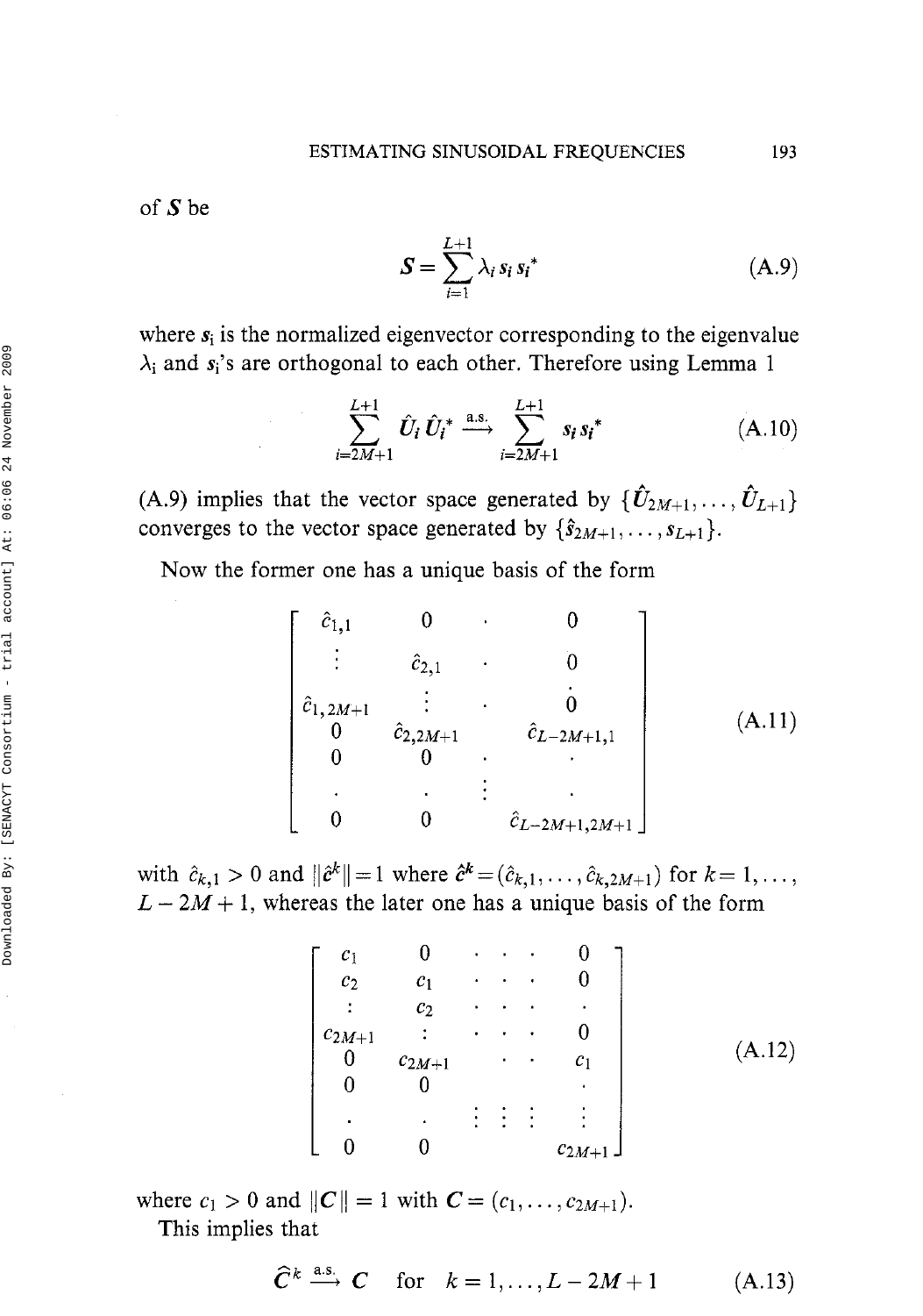of $\boldsymbol{S}$ be

$$\boldsymbol{S} = \sum_{i=1}^{L+1} \lambda_i \boldsymbol{s}_i \boldsymbol{s}_i^* \tag{A.9}$$

where $\boldsymbol{s}_i$ is the normalized eigenvector corresponding to the eigenvalue $\lambda_i$ and $\boldsymbol{s}_i$'s are orthogonal to each other. Therefore using Lemma 1

$$\sum_{i=2M+1}^{L+1} \hat{\boldsymbol{U}}_i \hat{\boldsymbol{U}}_i^* \xrightarrow{\text{a.s.}} \sum_{i=2M+1}^{L+1} \boldsymbol{s}_i \boldsymbol{s}_i^* \tag{A.10}$$

(A.9) implies that the vector space generated by $\{\hat{\boldsymbol{U}}_{2M+1}, \ldots, \hat{\boldsymbol{U}}_{L+1}\}$ converges to the vector space generated by $\{\hat{\boldsymbol{s}}_{2M+1}, \ldots, \boldsymbol{s}_{L+1}\}$.

Now the former one has a unique basis of the form

$$\begin{bmatrix} \hat{c}_{1,1} & 0 & \cdot & 0 \\ \vdots & \hat{c}_{2,1} & \cdot & 0 \\ \hat{c}_{1,2M+1} & \vdots & \cdot & 0 \\ 0 & \hat{c}_{2,2M+1} & & \hat{c}_{L-2M+1,1} \\ 0 & 0 & \cdot & \cdot \\ \cdot & \cdot & \vdots & \cdot \\ 0 & 0 & & \hat{c}_{L-2M+1,2M+1} \end{bmatrix} \tag{A.11}$$

with $\hat{c}_{k,1} > 0$ and $\|\hat{\boldsymbol{c}}^k\| = 1$ where $\hat{\boldsymbol{c}}^k = (\hat{c}_{k,1}, \ldots, \hat{c}_{k,2M+1})$ for $k = 1, \ldots, L - 2M + 1$, whereas the later one has a unique basis of the form

$$\begin{bmatrix} c_1 & 0 & \cdot & \cdot & \cdot & 0 \\ c_2 & c_1 & \cdot & \cdot & \cdot & 0 \\ \vdots & c_2 & \cdot & \cdot & \cdot & \cdot \\ c_{2M+1} & \vdots & \cdot & \cdot & \cdot & 0 \\ 0 & c_{2M+1} & & \cdot & \cdot & c_1 \\ 0 & 0 & & & & \cdot \\ \cdot & \cdot & \vdots & \vdots & \vdots & \vdots \\ 0 & 0 & & & & c_{2M+1} \end{bmatrix} \tag{A.12}$$

where $c_1 > 0$ and $\|\boldsymbol{C}\| = 1$ with $\boldsymbol{C} = (c_1, \ldots, c_{2M+1})$.

This implies that

$$\widehat{\boldsymbol{C}}^k \xrightarrow{\text{a.s.}} \boldsymbol{C} \quad \text{for} \quad k = 1, \ldots, L - 2M + 1 \tag{A.13}$$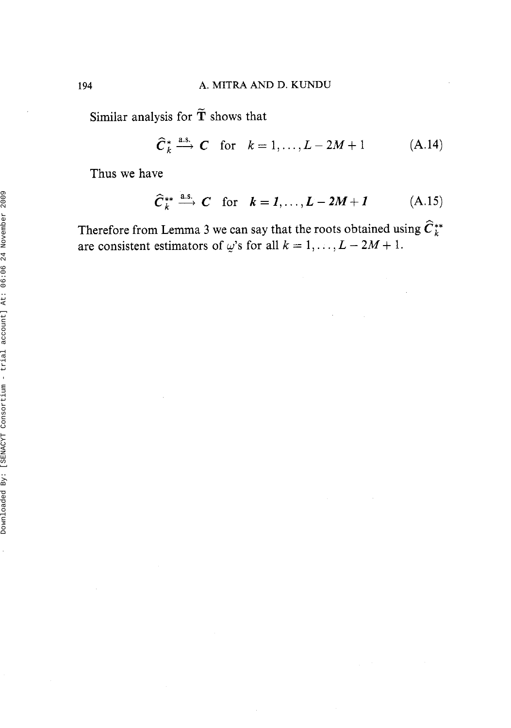Similar analysis for $\widetilde{\mathbf{T}}$ shows that

$$\widehat{\boldsymbol{C}}_k^* \xrightarrow{\text{a.s.}} \boldsymbol{C} \quad \text{for} \quad k = 1, \ldots, L - 2M + 1 \tag{A.14}$$

Thus we have

$$\widehat{\boldsymbol{C}}_k^{**} \xrightarrow{\text{a.s.}} \boldsymbol{C} \quad \text{for} \quad \boldsymbol{k = 1, \ldots, L - 2M + 1} \tag{A.15}$$

Therefore from Lemma 3 we can say that the roots obtained using $\widehat{\boldsymbol{C}}_k^{**}$ are consistent estimators of $\underset{\sim}{\omega}$'s for all $k = 1, \ldots, L - 2M + 1$.